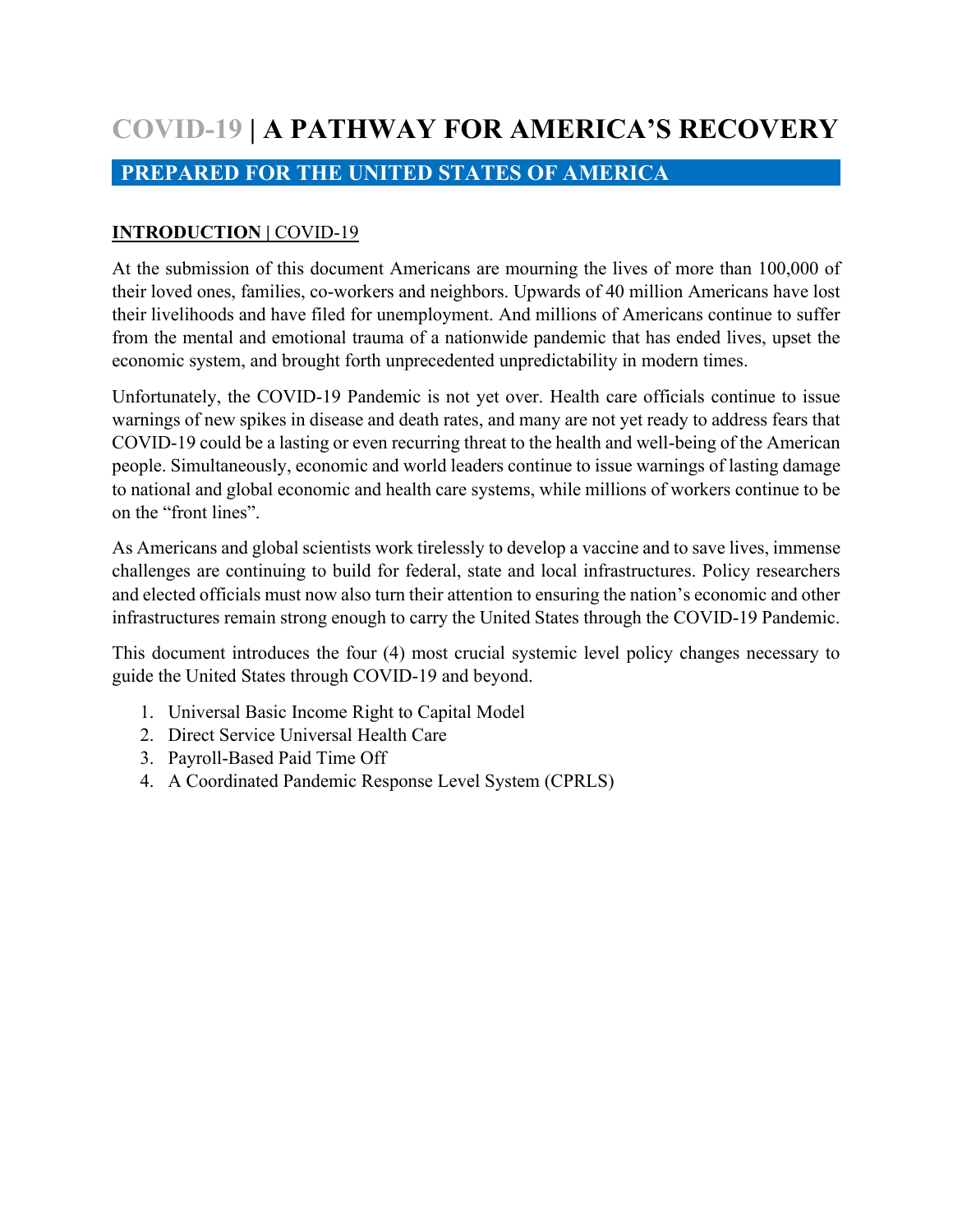# COVID-19 | A PATHWAY FOR AMERICA'S RECOVERY

## PREPARED FOR THE UNITED STATES OF AMERICA

### **INTRODUCTION |** COVID-19

At the submission of this document Americans are mourning the lives of more than 100,000 of their loved ones, families, co-workers and neighbors. Upwards of 40 million Americans have lost their livelihoods and have filed for unemployment. And millions of Americans continue to suffer from the mental and emotional trauma of a nationwide pandemic that has ended lives, upset the economic system, and brought forth unprecedented unpredictability in modern times.

Unfortunately, the COVID-19 Pandemic is not yet over. Health care officials continue to issue warnings of new spikes in disease and death rates, and many are not yet ready to address fears that COVID-19 could be a lasting or even recurring threat to the health and well-being of the American people. Simultaneously, economic and world leaders continue to issue warnings of lasting damage to national and global economic and health care systems, while millions of workers continue to be on the "front lines".

As Americans and global scientists work tirelessly to develop a vaccine and to save lives, immense challenges are continuing to build for federal, state and local infrastructures. Policy researchers and elected officials must now also turn their attention to ensuring the nation's economic and other infrastructures remain strong enough to carry the United States through the COVID-19 Pandemic.

This document introduces the four (4) most crucial systemic level policy changes necessary to guide the United States through COVID-19 and beyond.

1. Universal Basic Income Right to Capital Model
2. Direct Service Universal Health Care
3. Payroll-Based Paid Time Off
4. A Coordinated Pandemic Response Level System (CPRLS)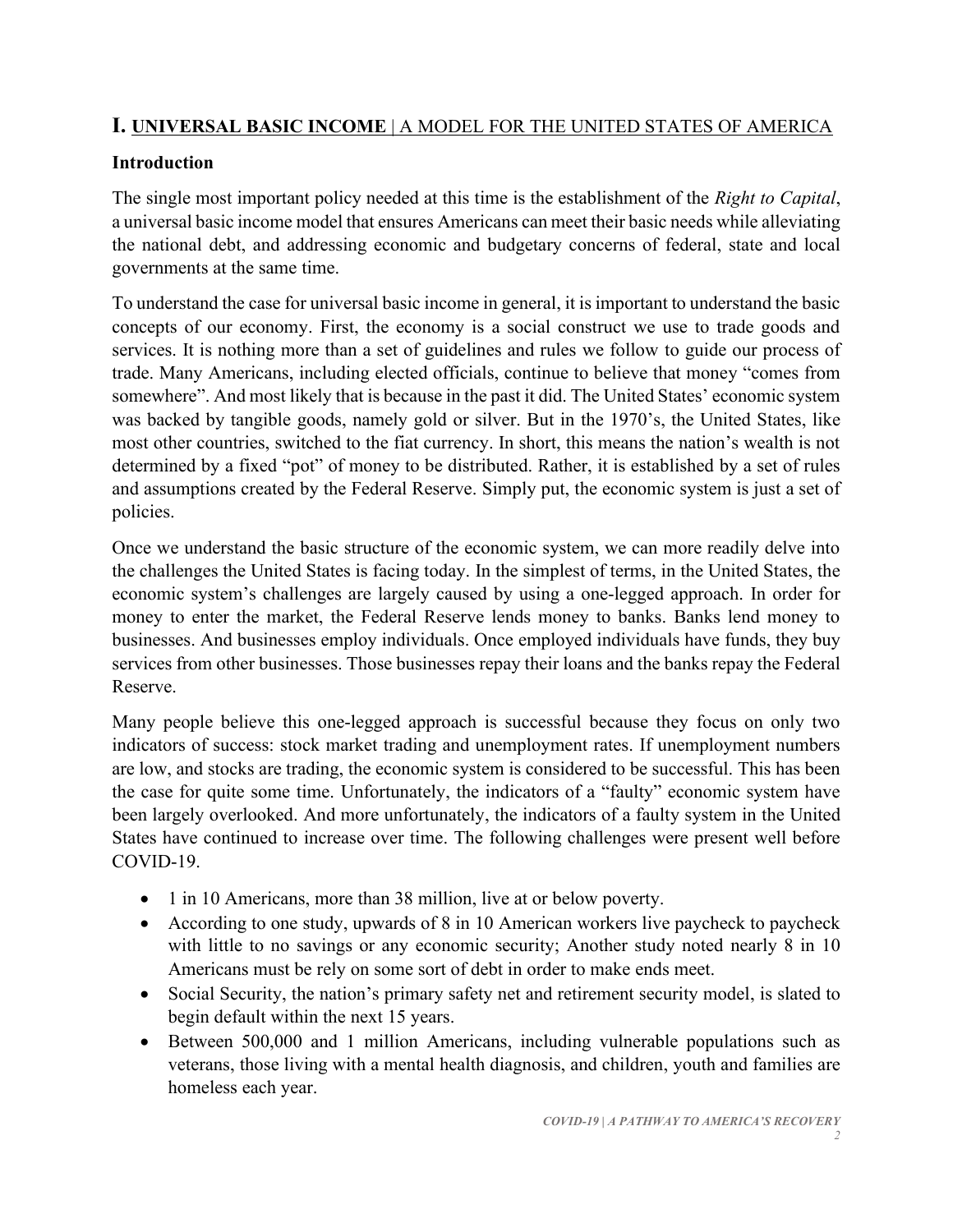# I. UNIVERSAL BASIC INCOME | A MODEL FOR THE UNITED STATES OF AMERICA

## Introduction

The single most important policy needed at this time is the establishment of the *Right to Capital*, a universal basic income model that ensures Americans can meet their basic needs while alleviating the national debt, and addressing economic and budgetary concerns of federal, state and local governments at the same time.

To understand the case for universal basic income in general, it is important to understand the basic concepts of our economy. First, the economy is a social construct we use to trade goods and services. It is nothing more than a set of guidelines and rules we follow to guide our process of trade. Many Americans, including elected officials, continue to believe that money "comes from somewhere". And most likely that is because in the past it did. The United States' economic system was backed by tangible goods, namely gold or silver. But in the 1970's, the United States, like most other countries, switched to the fiat currency. In short, this means the nation's wealth is not determined by a fixed "pot" of money to be distributed. Rather, it is established by a set of rules and assumptions created by the Federal Reserve. Simply put, the economic system is just a set of policies.

Once we understand the basic structure of the economic system, we can more readily delve into the challenges the United States is facing today. In the simplest of terms, in the United States, the economic system's challenges are largely caused by using a one-legged approach. In order for money to enter the market, the Federal Reserve lends money to banks. Banks lend money to businesses. And businesses employ individuals. Once employed individuals have funds, they buy services from other businesses. Those businesses repay their loans and the banks repay the Federal Reserve.

Many people believe this one-legged approach is successful because they focus on only two indicators of success: stock market trading and unemployment rates. If unemployment numbers are low, and stocks are trading, the economic system is considered to be successful. This has been the case for quite some time. Unfortunately, the indicators of a "faulty" economic system have been largely overlooked. And more unfortunately, the indicators of a faulty system in the United States have continued to increase over time. The following challenges were present well before COVID-19.

- 1 in 10 Americans, more than 38 million, live at or below poverty.
- According to one study, upwards of 8 in 10 American workers live paycheck to paycheck with little to no savings or any economic security; Another study noted nearly 8 in 10 Americans must be rely on some sort of debt in order to make ends meet.
- Social Security, the nation's primary safety net and retirement security model, is slated to begin default within the next 15 years.
- Between 500,000 and 1 million Americans, including vulnerable populations such as veterans, those living with a mental health diagnosis, and children, youth and families are homeless each year.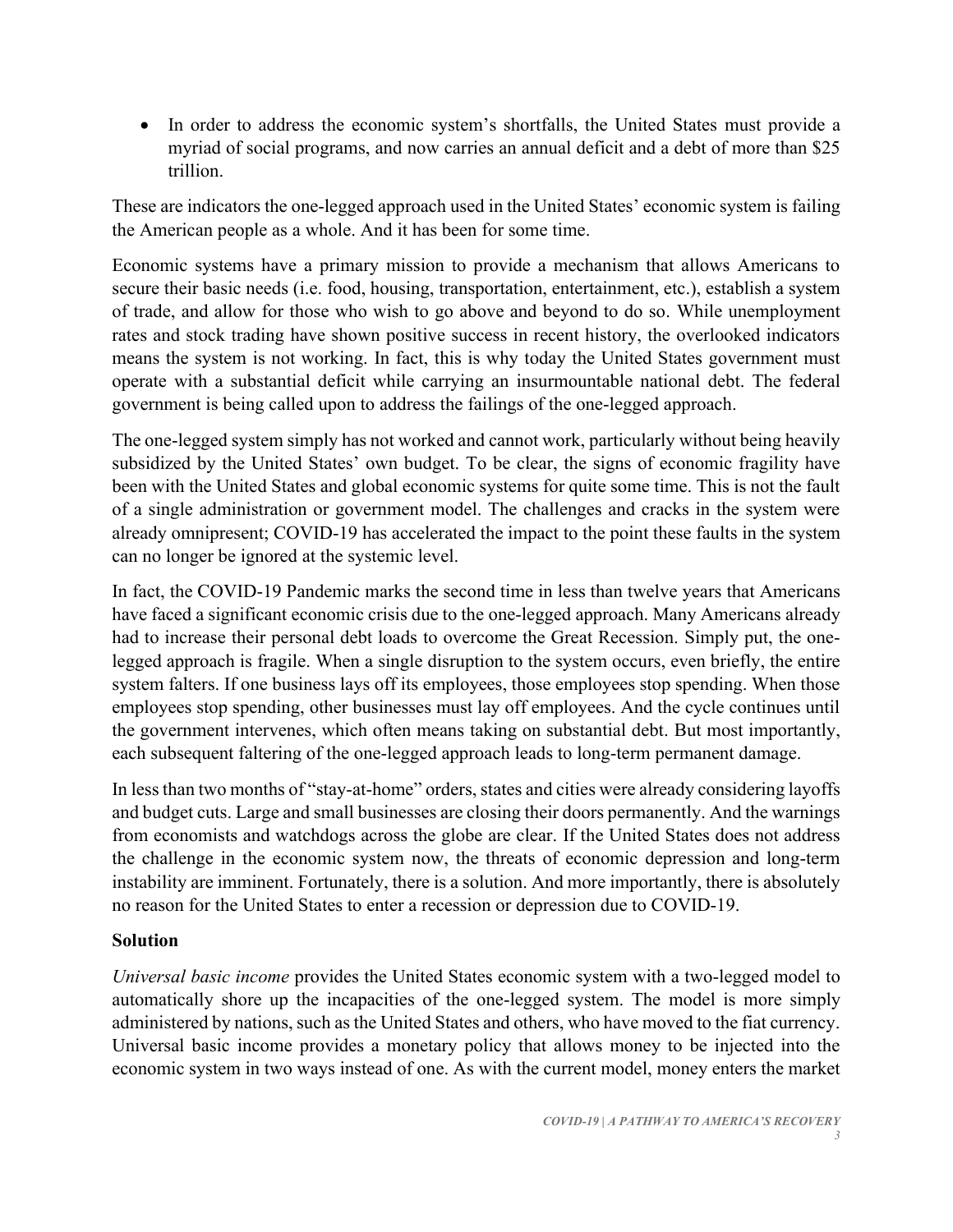- In order to address the economic system's shortfalls, the United States must provide a myriad of social programs, and now carries an annual deficit and a debt of more than $25 trillion.

These are indicators the one-legged approach used in the United States' economic system is failing the American people as a whole. And it has been for some time.

Economic systems have a primary mission to provide a mechanism that allows Americans to secure their basic needs (i.e. food, housing, transportation, entertainment, etc.), establish a system of trade, and allow for those who wish to go above and beyond to do so. While unemployment rates and stock trading have shown positive success in recent history, the overlooked indicators means the system is not working. In fact, this is why today the United States government must operate with a substantial deficit while carrying an insurmountable national debt. The federal government is being called upon to address the failings of the one-legged approach.

The one-legged system simply has not worked and cannot work, particularly without being heavily subsidized by the United States' own budget. To be clear, the signs of economic fragility have been with the United States and global economic systems for quite some time. This is not the fault of a single administration or government model. The challenges and cracks in the system were already omnipresent; COVID-19 has accelerated the impact to the point these faults in the system can no longer be ignored at the systemic level.

In fact, the COVID-19 Pandemic marks the second time in less than twelve years that Americans have faced a significant economic crisis due to the one-legged approach. Many Americans already had to increase their personal debt loads to overcome the Great Recession. Simply put, the one-legged approach is fragile. When a single disruption to the system occurs, even briefly, the entire system falters. If one business lays off its employees, those employees stop spending. When those employees stop spending, other businesses must lay off employees. And the cycle continues until the government intervenes, which often means taking on substantial debt. But most importantly, each subsequent faltering of the one-legged approach leads to long-term permanent damage.

In less than two months of "stay-at-home" orders, states and cities were already considering layoffs and budget cuts. Large and small businesses are closing their doors permanently. And the warnings from economists and watchdogs across the globe are clear. If the United States does not address the challenge in the economic system now, the threats of economic depression and long-term instability are imminent. Fortunately, there is a solution. And more importantly, there is absolutely no reason for the United States to enter a recession or depression due to COVID-19.

**Solution**

*Universal basic income* provides the United States economic system with a two-legged model to automatically shore up the incapacities of the one-legged system. The model is more simply administered by nations, such as the United States and others, who have moved to the fiat currency. Universal basic income provides a monetary policy that allows money to be injected into the economic system in two ways instead of one. As with the current model, money enters the market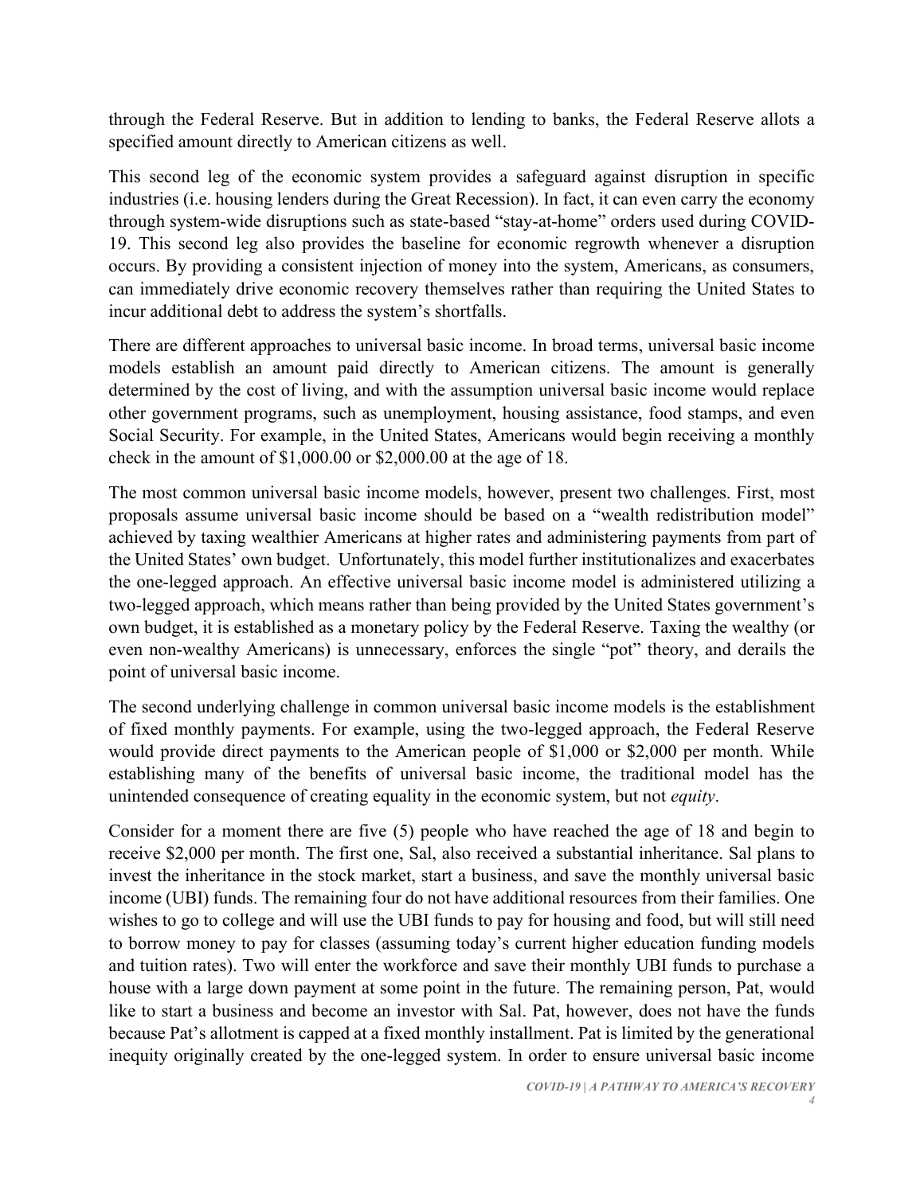through the Federal Reserve. But in addition to lending to banks, the Federal Reserve allots a specified amount directly to American citizens as well.

This second leg of the economic system provides a safeguard against disruption in specific industries (i.e. housing lenders during the Great Recession). In fact, it can even carry the economy through system-wide disruptions such as state-based "stay-at-home" orders used during COVID-19. This second leg also provides the baseline for economic regrowth whenever a disruption occurs. By providing a consistent injection of money into the system, Americans, as consumers, can immediately drive economic recovery themselves rather than requiring the United States to incur additional debt to address the system's shortfalls.

There are different approaches to universal basic income. In broad terms, universal basic income models establish an amount paid directly to American citizens. The amount is generally determined by the cost of living, and with the assumption universal basic income would replace other government programs, such as unemployment, housing assistance, food stamps, and even Social Security. For example, in the United States, Americans would begin receiving a monthly check in the amount of $1,000.00 or $2,000.00 at the age of 18.

The most common universal basic income models, however, present two challenges. First, most proposals assume universal basic income should be based on a "wealth redistribution model" achieved by taxing wealthier Americans at higher rates and administering payments from part of the United States' own budget. Unfortunately, this model further institutionalizes and exacerbates the one-legged approach. An effective universal basic income model is administered utilizing a two-legged approach, which means rather than being provided by the United States government's own budget, it is established as a monetary policy by the Federal Reserve. Taxing the wealthy (or even non-wealthy Americans) is unnecessary, enforces the single "pot" theory, and derails the point of universal basic income.

The second underlying challenge in common universal basic income models is the establishment of fixed monthly payments. For example, using the two-legged approach, the Federal Reserve would provide direct payments to the American people of $1,000 or $2,000 per month. While establishing many of the benefits of universal basic income, the traditional model has the unintended consequence of creating equality in the economic system, but not *equity*.

Consider for a moment there are five (5) people who have reached the age of 18 and begin to receive $2,000 per month. The first one, Sal, also received a substantial inheritance. Sal plans to invest the inheritance in the stock market, start a business, and save the monthly universal basic income (UBI) funds. The remaining four do not have additional resources from their families. One wishes to go to college and will use the UBI funds to pay for housing and food, but will still need to borrow money to pay for classes (assuming today's current higher education funding models and tuition rates). Two will enter the workforce and save their monthly UBI funds to purchase a house with a large down payment at some point in the future. The remaining person, Pat, would like to start a business and become an investor with Sal. Pat, however, does not have the funds because Pat's allotment is capped at a fixed monthly installment. Pat is limited by the generational inequity originally created by the one-legged system. In order to ensure universal basic income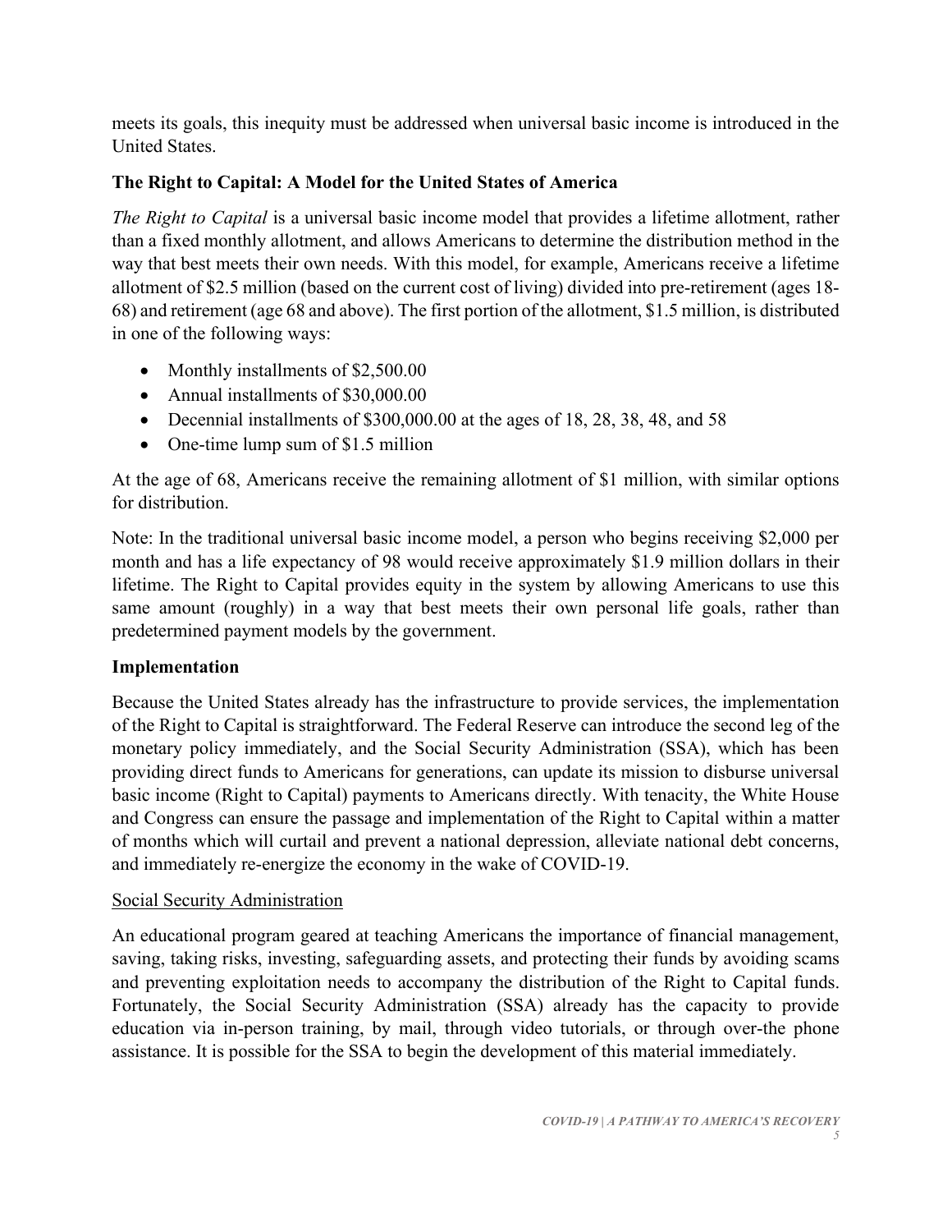meets its goals, this inequity must be addressed when universal basic income is introduced in the United States.

### The Right to Capital: A Model for the United States of America

*The Right to Capital* is a universal basic income model that provides a lifetime allotment, rather than a fixed monthly allotment, and allows Americans to determine the distribution method in the way that best meets their own needs. With this model, for example, Americans receive a lifetime allotment of $2.5 million (based on the current cost of living) divided into pre-retirement (ages 18-68) and retirement (age 68 and above). The first portion of the allotment, $1.5 million, is distributed in one of the following ways:

- Monthly installments of $2,500.00
- Annual installments of $30,000.00
- Decennial installments of $300,000.00 at the ages of 18, 28, 38, 48, and 58
- One-time lump sum of $1.5 million

At the age of 68, Americans receive the remaining allotment of $1 million, with similar options for distribution.

Note: In the traditional universal basic income model, a person who begins receiving $2,000 per month and has a life expectancy of 98 would receive approximately $1.9 million dollars in their lifetime. The Right to Capital provides equity in the system by allowing Americans to use this same amount (roughly) in a way that best meets their own personal life goals, rather than predetermined payment models by the government.

### Implementation

Because the United States already has the infrastructure to provide services, the implementation of the Right to Capital is straightforward. The Federal Reserve can introduce the second leg of the monetary policy immediately, and the Social Security Administration (SSA), which has been providing direct funds to Americans for generations, can update its mission to disburse universal basic income (Right to Capital) payments to Americans directly. With tenacity, the White House and Congress can ensure the passage and implementation of the Right to Capital within a matter of months which will curtail and prevent a national depression, alleviate national debt concerns, and immediately re-energize the economy in the wake of COVID-19.

#### Social Security Administration

An educational program geared at teaching Americans the importance of financial management, saving, taking risks, investing, safeguarding assets, and protecting their funds by avoiding scams and preventing exploitation needs to accompany the distribution of the Right to Capital funds. Fortunately, the Social Security Administration (SSA) already has the capacity to provide education via in-person training, by mail, through video tutorials, or through over-the phone assistance. It is possible for the SSA to begin the development of this material immediately.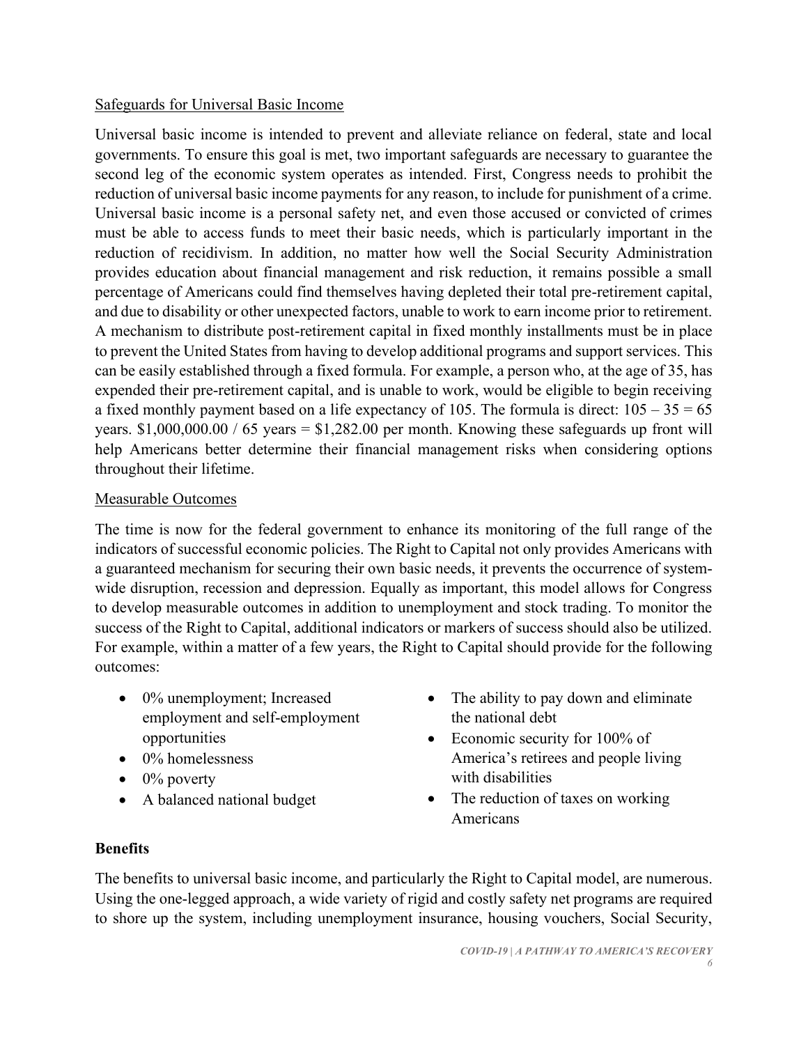Safeguards for Universal Basic Income

Universal basic income is intended to prevent and alleviate reliance on federal, state and local governments. To ensure this goal is met, two important safeguards are necessary to guarantee the second leg of the economic system operates as intended. First, Congress needs to prohibit the reduction of universal basic income payments for any reason, to include for punishment of a crime. Universal basic income is a personal safety net, and even those accused or convicted of crimes must be able to access funds to meet their basic needs, which is particularly important in the reduction of recidivism. In addition, no matter how well the Social Security Administration provides education about financial management and risk reduction, it remains possible a small percentage of Americans could find themselves having depleted their total pre-retirement capital, and due to disability or other unexpected factors, unable to work to earn income prior to retirement. A mechanism to distribute post-retirement capital in fixed monthly installments must be in place to prevent the United States from having to develop additional programs and support services. This can be easily established through a fixed formula. For example, a person who, at the age of 35, has expended their pre-retirement capital, and is unable to work, would be eligible to begin receiving a fixed monthly payment based on a life expectancy of 105. The formula is direct: 105 – 35 = 65 years. $1,000,000.00 / 65 years = $1,282.00 per month. Knowing these safeguards up front will help Americans better determine their financial management risks when considering options throughout their lifetime.

Measurable Outcomes

The time is now for the federal government to enhance its monitoring of the full range of the indicators of successful economic policies. The Right to Capital not only provides Americans with a guaranteed mechanism for securing their own basic needs, it prevents the occurrence of system-wide disruption, recession and depression. Equally as important, this model allows for Congress to develop measurable outcomes in addition to unemployment and stock trading. To monitor the success of the Right to Capital, additional indicators or markers of success should also be utilized. For example, within a matter of a few years, the Right to Capital should provide for the following outcomes:

- 0% unemployment; Increased employment and self-employment opportunities
- 0% homelessness
- 0% poverty
- A balanced national budget
- The ability to pay down and eliminate the national debt
- Economic security for 100% of America's retirees and people living with disabilities
- The reduction of taxes on working Americans

**Benefits**

The benefits to universal basic income, and particularly the Right to Capital model, are numerous. Using the one-legged approach, a wide variety of rigid and costly safety net programs are required to shore up the system, including unemployment insurance, housing vouchers, Social Security,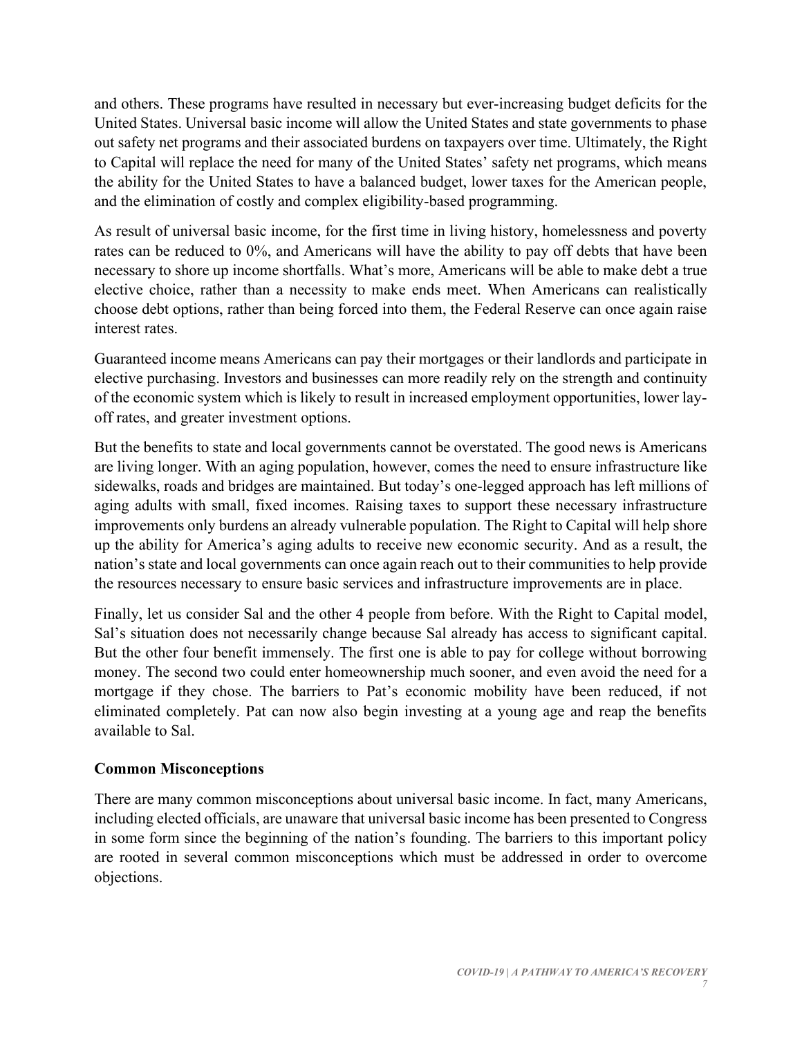and others. These programs have resulted in necessary but ever-increasing budget deficits for the United States. Universal basic income will allow the United States and state governments to phase out safety net programs and their associated burdens on taxpayers over time. Ultimately, the Right to Capital will replace the need for many of the United States' safety net programs, which means the ability for the United States to have a balanced budget, lower taxes for the American people, and the elimination of costly and complex eligibility-based programming.

As result of universal basic income, for the first time in living history, homelessness and poverty rates can be reduced to 0%, and Americans will have the ability to pay off debts that have been necessary to shore up income shortfalls. What's more, Americans will be able to make debt a true elective choice, rather than a necessity to make ends meet. When Americans can realistically choose debt options, rather than being forced into them, the Federal Reserve can once again raise interest rates.

Guaranteed income means Americans can pay their mortgages or their landlords and participate in elective purchasing. Investors and businesses can more readily rely on the strength and continuity of the economic system which is likely to result in increased employment opportunities, lower lay-off rates, and greater investment options.

But the benefits to state and local governments cannot be overstated. The good news is Americans are living longer. With an aging population, however, comes the need to ensure infrastructure like sidewalks, roads and bridges are maintained. But today's one-legged approach has left millions of aging adults with small, fixed incomes. Raising taxes to support these necessary infrastructure improvements only burdens an already vulnerable population. The Right to Capital will help shore up the ability for America's aging adults to receive new economic security. And as a result, the nation's state and local governments can once again reach out to their communities to help provide the resources necessary to ensure basic services and infrastructure improvements are in place.

Finally, let us consider Sal and the other 4 people from before. With the Right to Capital model, Sal's situation does not necessarily change because Sal already has access to significant capital. But the other four benefit immensely. The first one is able to pay for college without borrowing money. The second two could enter homeownership much sooner, and even avoid the need for a mortgage if they chose. The barriers to Pat's economic mobility have been reduced, if not eliminated completely. Pat can now also begin investing at a young age and reap the benefits available to Sal.

**Common Misconceptions**

There are many common misconceptions about universal basic income. In fact, many Americans, including elected officials, are unaware that universal basic income has been presented to Congress in some form since the beginning of the nation's founding. The barriers to this important policy are rooted in several common misconceptions which must be addressed in order to overcome objections.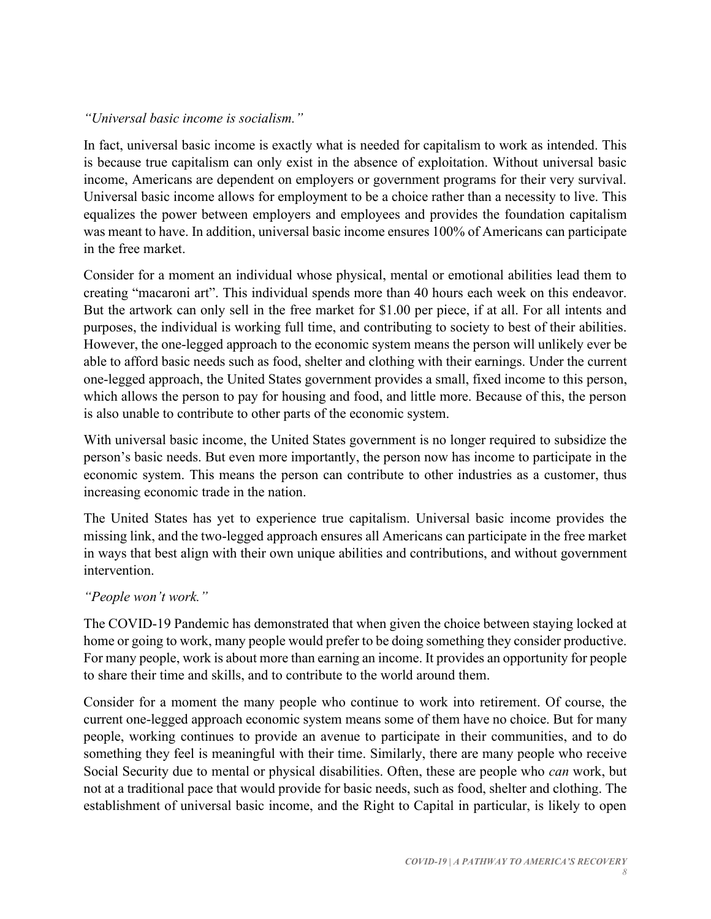*"Universal basic income is socialism."*

In fact, universal basic income is exactly what is needed for capitalism to work as intended. This is because true capitalism can only exist in the absence of exploitation. Without universal basic income, Americans are dependent on employers or government programs for their very survival. Universal basic income allows for employment to be a choice rather than a necessity to live. This equalizes the power between employers and employees and provides the foundation capitalism was meant to have. In addition, universal basic income ensures 100% of Americans can participate in the free market.

Consider for a moment an individual whose physical, mental or emotional abilities lead them to creating "macaroni art". This individual spends more than 40 hours each week on this endeavor. But the artwork can only sell in the free market for $1.00 per piece, if at all. For all intents and purposes, the individual is working full time, and contributing to society to best of their abilities. However, the one-legged approach to the economic system means the person will unlikely ever be able to afford basic needs such as food, shelter and clothing with their earnings. Under the current one-legged approach, the United States government provides a small, fixed income to this person, which allows the person to pay for housing and food, and little more. Because of this, the person is also unable to contribute to other parts of the economic system.

With universal basic income, the United States government is no longer required to subsidize the person's basic needs. But even more importantly, the person now has income to participate in the economic system. This means the person can contribute to other industries as a customer, thus increasing economic trade in the nation.

The United States has yet to experience true capitalism. Universal basic income provides the missing link, and the two-legged approach ensures all Americans can participate in the free market in ways that best align with their own unique abilities and contributions, and without government intervention.

*"People won't work."*

The COVID-19 Pandemic has demonstrated that when given the choice between staying locked at home or going to work, many people would prefer to be doing something they consider productive. For many people, work is about more than earning an income. It provides an opportunity for people to share their time and skills, and to contribute to the world around them.

Consider for a moment the many people who continue to work into retirement. Of course, the current one-legged approach economic system means some of them have no choice. But for many people, working continues to provide an avenue to participate in their communities, and to do something they feel is meaningful with their time. Similarly, there are many people who receive Social Security due to mental or physical disabilities. Often, these are people who *can* work, but not at a traditional pace that would provide for basic needs, such as food, shelter and clothing. The establishment of universal basic income, and the Right to Capital in particular, is likely to open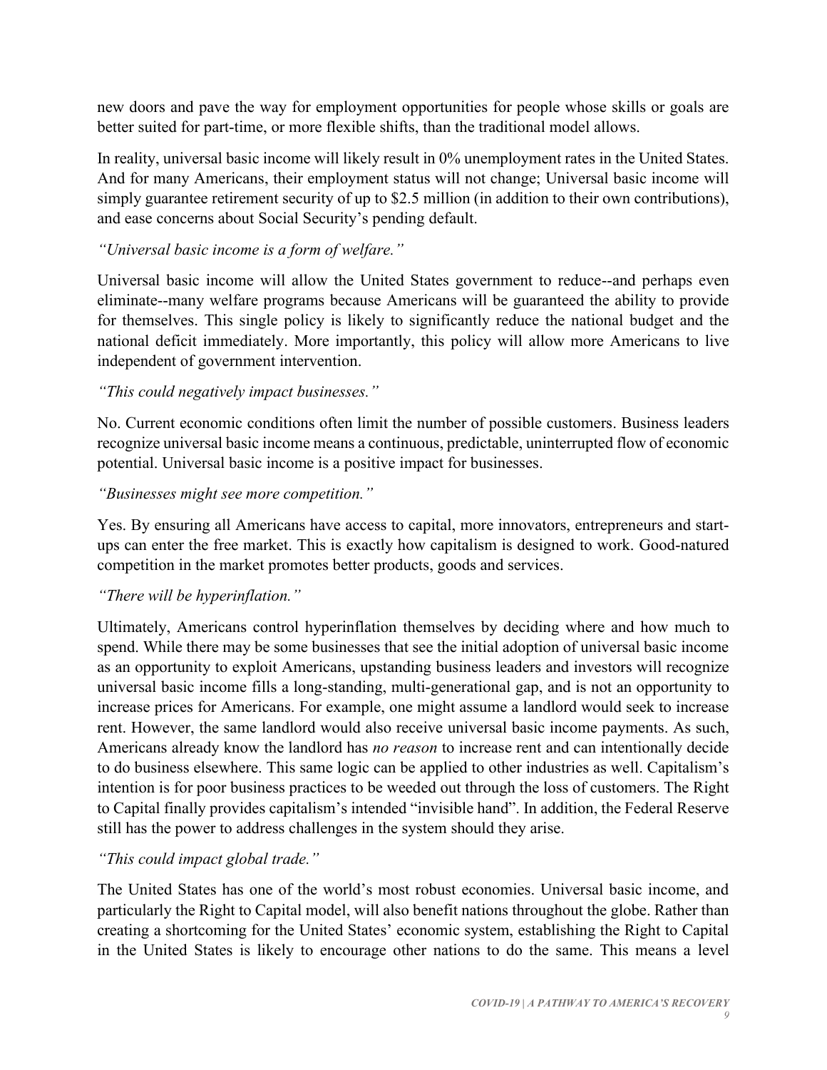new doors and pave the way for employment opportunities for people whose skills or goals are better suited for part-time, or more flexible shifts, than the traditional model allows.

In reality, universal basic income will likely result in 0% unemployment rates in the United States. And for many Americans, their employment status will not change; Universal basic income will simply guarantee retirement security of up to $2.5 million (in addition to their own contributions), and ease concerns about Social Security's pending default.

*"Universal basic income is a form of welfare."*

Universal basic income will allow the United States government to reduce--and perhaps even eliminate--many welfare programs because Americans will be guaranteed the ability to provide for themselves. This single policy is likely to significantly reduce the national budget and the national deficit immediately. More importantly, this policy will allow more Americans to live independent of government intervention.

*"This could negatively impact businesses."*

No. Current economic conditions often limit the number of possible customers. Business leaders recognize universal basic income means a continuous, predictable, uninterrupted flow of economic potential. Universal basic income is a positive impact for businesses.

*"Businesses might see more competition."*

Yes. By ensuring all Americans have access to capital, more innovators, entrepreneurs and start-ups can enter the free market. This is exactly how capitalism is designed to work. Good-natured competition in the market promotes better products, goods and services.

*"There will be hyperinflation."*

Ultimately, Americans control hyperinflation themselves by deciding where and how much to spend. While there may be some businesses that see the initial adoption of universal basic income as an opportunity to exploit Americans, upstanding business leaders and investors will recognize universal basic income fills a long-standing, multi-generational gap, and is not an opportunity to increase prices for Americans. For example, one might assume a landlord would seek to increase rent. However, the same landlord would also receive universal basic income payments. As such, Americans already know the landlord has *no reason* to increase rent and can intentionally decide to do business elsewhere. This same logic can be applied to other industries as well. Capitalism's intention is for poor business practices to be weeded out through the loss of customers. The Right to Capital finally provides capitalism's intended "invisible hand". In addition, the Federal Reserve still has the power to address challenges in the system should they arise.

*"This could impact global trade."*

The United States has one of the world's most robust economies. Universal basic income, and particularly the Right to Capital model, will also benefit nations throughout the globe. Rather than creating a shortcoming for the United States' economic system, establishing the Right to Capital in the United States is likely to encourage other nations to do the same. This means a level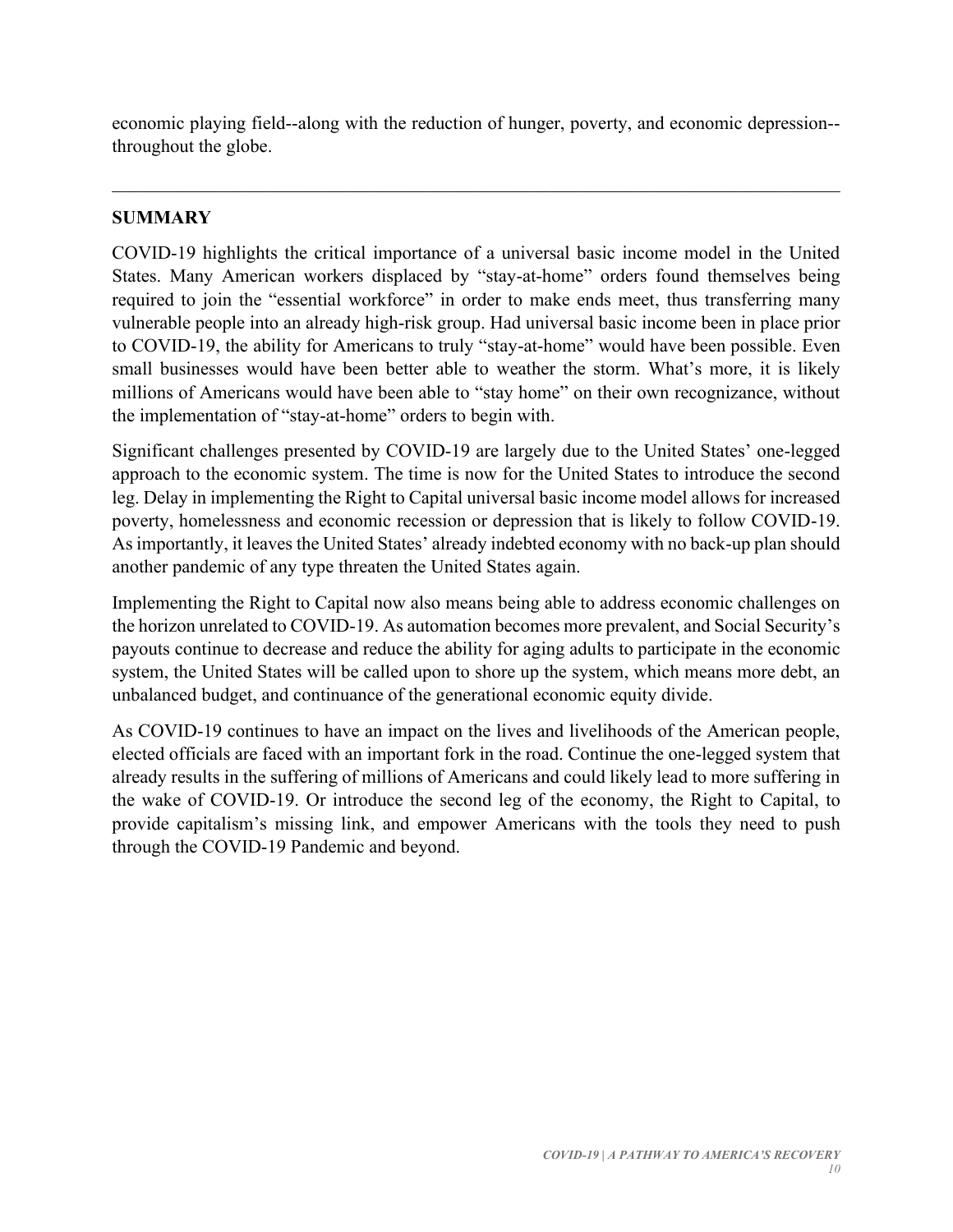economic playing field--along with the reduction of hunger, poverty, and economic depression--throughout the globe.

---

**SUMMARY**

COVID-19 highlights the critical importance of a universal basic income model in the United States. Many American workers displaced by "stay-at-home" orders found themselves being required to join the "essential workforce" in order to make ends meet, thus transferring many vulnerable people into an already high-risk group. Had universal basic income been in place prior to COVID-19, the ability for Americans to truly "stay-at-home" would have been possible. Even small businesses would have been better able to weather the storm. What's more, it is likely millions of Americans would have been able to "stay home" on their own recognizance, without the implementation of "stay-at-home" orders to begin with.

Significant challenges presented by COVID-19 are largely due to the United States' one-legged approach to the economic system. The time is now for the United States to introduce the second leg. Delay in implementing the Right to Capital universal basic income model allows for increased poverty, homelessness and economic recession or depression that is likely to follow COVID-19. As importantly, it leaves the United States' already indebted economy with no back-up plan should another pandemic of any type threaten the United States again.

Implementing the Right to Capital now also means being able to address economic challenges on the horizon unrelated to COVID-19. As automation becomes more prevalent, and Social Security's payouts continue to decrease and reduce the ability for aging adults to participate in the economic system, the United States will be called upon to shore up the system, which means more debt, an unbalanced budget, and continuance of the generational economic equity divide.

As COVID-19 continues to have an impact on the lives and livelihoods of the American people, elected officials are faced with an important fork in the road. Continue the one-legged system that already results in the suffering of millions of Americans and could likely lead to more suffering in the wake of COVID-19. Or introduce the second leg of the economy, the Right to Capital, to provide capitalism's missing link, and empower Americans with the tools they need to push through the COVID-19 Pandemic and beyond.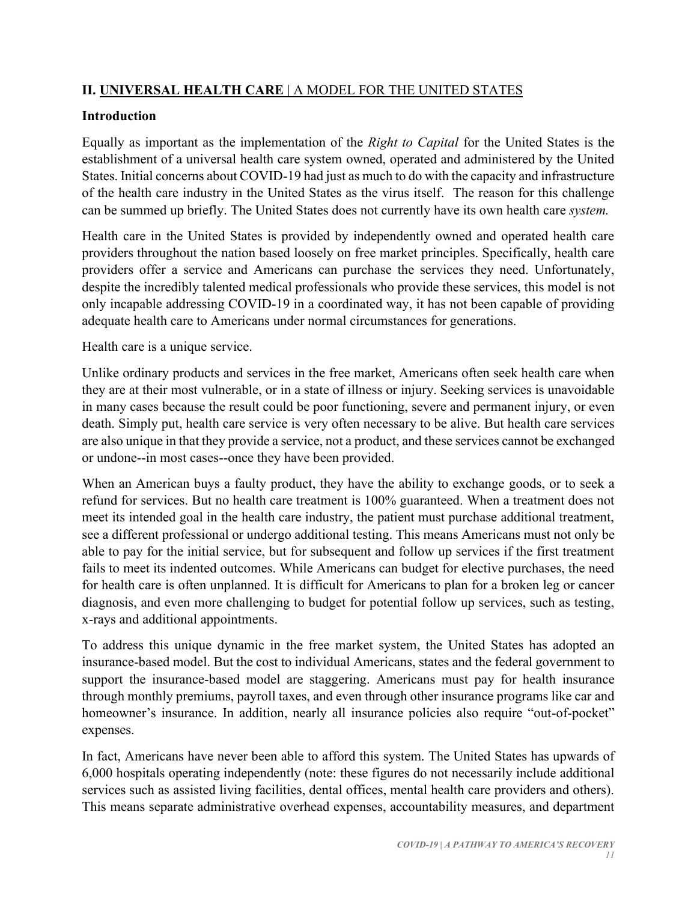## II. UNIVERSAL HEALTH CARE | A MODEL FOR THE UNITED STATES

### Introduction

Equally as important as the implementation of the *Right to Capital* for the United States is the establishment of a universal health care system owned, operated and administered by the United States. Initial concerns about COVID-19 had just as much to do with the capacity and infrastructure of the health care industry in the United States as the virus itself. The reason for this challenge can be summed up briefly. The United States does not currently have its own health care *system.*

Health care in the United States is provided by independently owned and operated health care providers throughout the nation based loosely on free market principles. Specifically, health care providers offer a service and Americans can purchase the services they need. Unfortunately, despite the incredibly talented medical professionals who provide these services, this model is not only incapable addressing COVID-19 in a coordinated way, it has not been capable of providing adequate health care to Americans under normal circumstances for generations.

Health care is a unique service.

Unlike ordinary products and services in the free market, Americans often seek health care when they are at their most vulnerable, or in a state of illness or injury. Seeking services is unavoidable in many cases because the result could be poor functioning, severe and permanent injury, or even death. Simply put, health care service is very often necessary to be alive. But health care services are also unique in that they provide a service, not a product, and these services cannot be exchanged or undone--in most cases--once they have been provided.

When an American buys a faulty product, they have the ability to exchange goods, or to seek a refund for services. But no health care treatment is 100% guaranteed. When a treatment does not meet its intended goal in the health care industry, the patient must purchase additional treatment, see a different professional or undergo additional testing. This means Americans must not only be able to pay for the initial service, but for subsequent and follow up services if the first treatment fails to meet its indented outcomes. While Americans can budget for elective purchases, the need for health care is often unplanned. It is difficult for Americans to plan for a broken leg or cancer diagnosis, and even more challenging to budget for potential follow up services, such as testing, x-rays and additional appointments.

To address this unique dynamic in the free market system, the United States has adopted an insurance-based model. But the cost to individual Americans, states and the federal government to support the insurance-based model are staggering. Americans must pay for health insurance through monthly premiums, payroll taxes, and even through other insurance programs like car and homeowner's insurance. In addition, nearly all insurance policies also require "out-of-pocket" expenses.

In fact, Americans have never been able to afford this system. The United States has upwards of 6,000 hospitals operating independently (note: these figures do not necessarily include additional services such as assisted living facilities, dental offices, mental health care providers and others). This means separate administrative overhead expenses, accountability measures, and department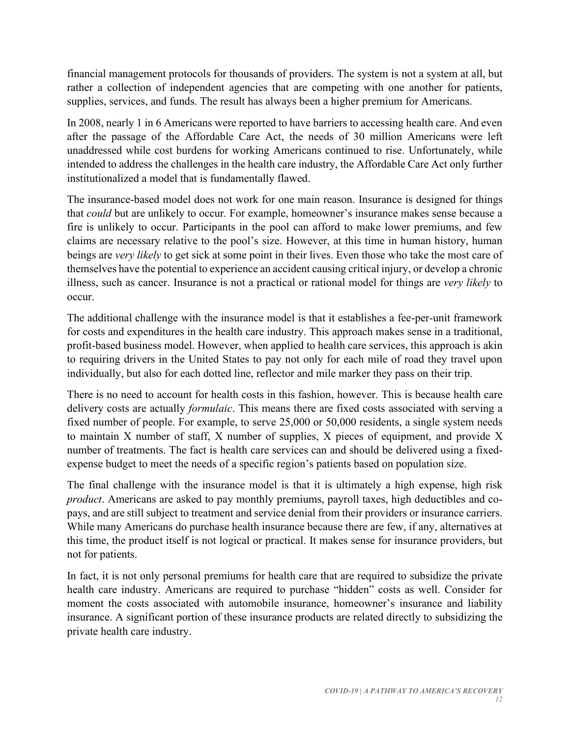financial management protocols for thousands of providers. The system is not a system at all, but rather a collection of independent agencies that are competing with one another for patients, supplies, services, and funds. The result has always been a higher premium for Americans.

In 2008, nearly 1 in 6 Americans were reported to have barriers to accessing health care. And even after the passage of the Affordable Care Act, the needs of 30 million Americans were left unaddressed while cost burdens for working Americans continued to rise. Unfortunately, while intended to address the challenges in the health care industry, the Affordable Care Act only further institutionalized a model that is fundamentally flawed.

The insurance-based model does not work for one main reason. Insurance is designed for things that *could* but are unlikely to occur. For example, homeowner's insurance makes sense because a fire is unlikely to occur. Participants in the pool can afford to make lower premiums, and few claims are necessary relative to the pool's size. However, at this time in human history, human beings are *very likely* to get sick at some point in their lives. Even those who take the most care of themselves have the potential to experience an accident causing critical injury, or develop a chronic illness, such as cancer. Insurance is not a practical or rational model for things are *very likely* to occur.

The additional challenge with the insurance model is that it establishes a fee-per-unit framework for costs and expenditures in the health care industry. This approach makes sense in a traditional, profit-based business model. However, when applied to health care services, this approach is akin to requiring drivers in the United States to pay not only for each mile of road they travel upon individually, but also for each dotted line, reflector and mile marker they pass on their trip.

There is no need to account for health costs in this fashion, however. This is because health care delivery costs are actually *formulaic*. This means there are fixed costs associated with serving a fixed number of people. For example, to serve 25,000 or 50,000 residents, a single system needs to maintain X number of staff, X number of supplies, X pieces of equipment, and provide X number of treatments. The fact is health care services can and should be delivered using a fixed-expense budget to meet the needs of a specific region's patients based on population size.

The final challenge with the insurance model is that it is ultimately a high expense, high risk *product*. Americans are asked to pay monthly premiums, payroll taxes, high deductibles and co-pays, and are still subject to treatment and service denial from their providers or insurance carriers. While many Americans do purchase health insurance because there are few, if any, alternatives at this time, the product itself is not logical or practical. It makes sense for insurance providers, but not for patients.

In fact, it is not only personal premiums for health care that are required to subsidize the private health care industry. Americans are required to purchase "hidden" costs as well. Consider for moment the costs associated with automobile insurance, homeowner's insurance and liability insurance. A significant portion of these insurance products are related directly to subsidizing the private health care industry.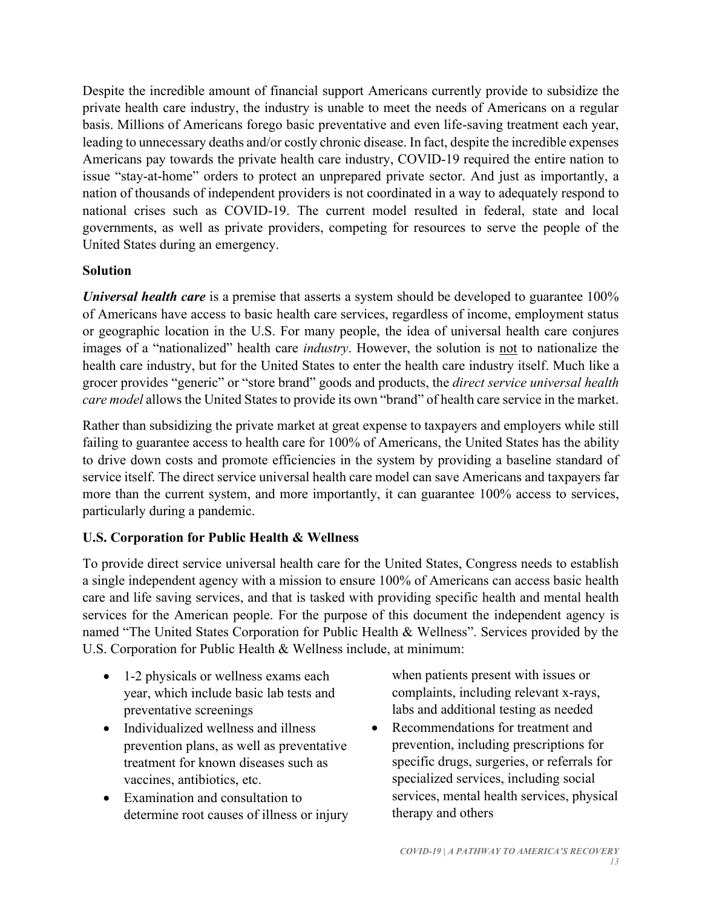Despite the incredible amount of financial support Americans currently provide to subsidize the private health care industry, the industry is unable to meet the needs of Americans on a regular basis. Millions of Americans forego basic preventative and even life-saving treatment each year, leading to unnecessary deaths and/or costly chronic disease. In fact, despite the incredible expenses Americans pay towards the private health care industry, COVID-19 required the entire nation to issue "stay-at-home" orders to protect an unprepared private sector. And just as importantly, a nation of thousands of independent providers is not coordinated in a way to adequately respond to national crises such as COVID-19. The current model resulted in federal, state and local governments, as well as private providers, competing for resources to serve the people of the United States during an emergency.

**Solution**

***Universal health care*** is a premise that asserts a system should be developed to guarantee 100% of Americans have access to basic health care services, regardless of income, employment status or geographic location in the U.S. For many people, the idea of universal health care conjures images of a "nationalized" health care *industry*. However, the solution is <u>not</u> to nationalize the health care industry, but for the United States to enter the health care industry itself. Much like a grocer provides "generic" or "store brand" goods and products, the *direct service universal health care model* allows the United States to provide its own "brand" of health care service in the market.

Rather than subsidizing the private market at great expense to taxpayers and employers while still failing to guarantee access to health care for 100% of Americans, the United States has the ability to drive down costs and promote efficiencies in the system by providing a baseline standard of service itself. The direct service universal health care model can save Americans and taxpayers far more than the current system, and more importantly, it can guarantee 100% access to services, particularly during a pandemic.

**U.S. Corporation for Public Health & Wellness**

To provide direct service universal health care for the United States, Congress needs to establish a single independent agency with a mission to ensure 100% of Americans can access basic health care and life saving services, and that is tasked with providing specific health and mental health services for the American people. For the purpose of this document the independent agency is named "The United States Corporation for Public Health & Wellness". Services provided by the U.S. Corporation for Public Health & Wellness include, at minimum:

- 1-2 physicals or wellness exams each year, which include basic lab tests and preventative screenings
- Individualized wellness and illness prevention plans, as well as preventative treatment for known diseases such as vaccines, antibiotics, etc.
- Examination and consultation to determine root causes of illness or injury when patients present with issues or complaints, including relevant x-rays, labs and additional testing as needed
- Recommendations for treatment and prevention, including prescriptions for specific drugs, surgeries, or referrals for specialized services, including social services, mental health services, physical therapy and others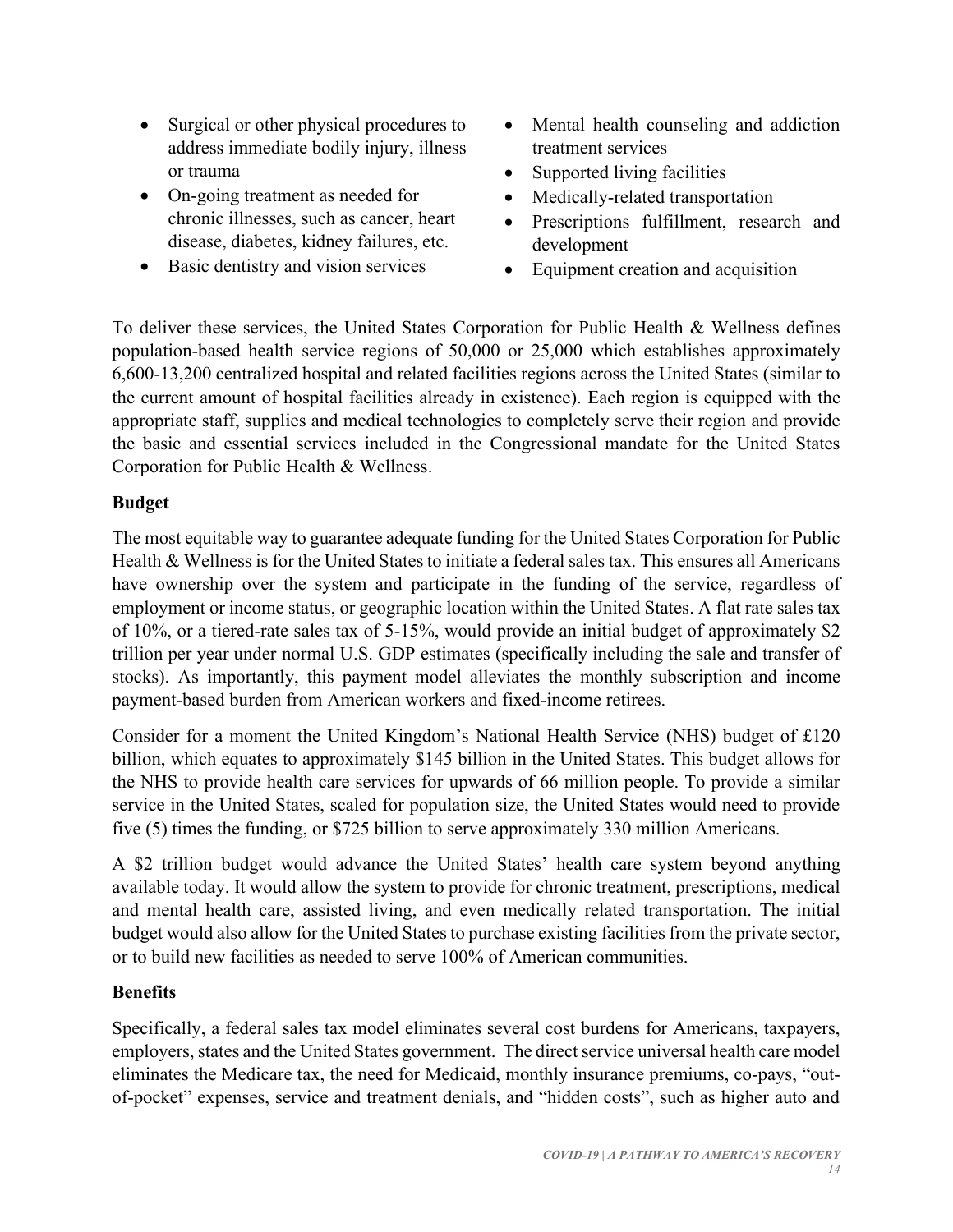- Surgical or other physical procedures to address immediate bodily injury, illness or trauma
- On-going treatment as needed for chronic illnesses, such as cancer, heart disease, diabetes, kidney failures, etc.
- Basic dentistry and vision services
- Mental health counseling and addiction treatment services
- Supported living facilities
- Medically-related transportation
- Prescriptions fulfillment, research and development
- Equipment creation and acquisition

To deliver these services, the United States Corporation for Public Health & Wellness defines population-based health service regions of 50,000 or 25,000 which establishes approximately 6,600-13,200 centralized hospital and related facilities regions across the United States (similar to the current amount of hospital facilities already in existence). Each region is equipped with the appropriate staff, supplies and medical technologies to completely serve their region and provide the basic and essential services included in the Congressional mandate for the United States Corporation for Public Health & Wellness.

**Budget**

The most equitable way to guarantee adequate funding for the United States Corporation for Public Health & Wellness is for the United States to initiate a federal sales tax. This ensures all Americans have ownership over the system and participate in the funding of the service, regardless of employment or income status, or geographic location within the United States. A flat rate sales tax of 10%, or a tiered-rate sales tax of 5-15%, would provide an initial budget of approximately $2 trillion per year under normal U.S. GDP estimates (specifically including the sale and transfer of stocks). As importantly, this payment model alleviates the monthly subscription and income payment-based burden from American workers and fixed-income retirees.

Consider for a moment the United Kingdom's National Health Service (NHS) budget of £120 billion, which equates to approximately $145 billion in the United States. This budget allows for the NHS to provide health care services for upwards of 66 million people. To provide a similar service in the United States, scaled for population size, the United States would need to provide five (5) times the funding, or $725 billion to serve approximately 330 million Americans.

A $2 trillion budget would advance the United States' health care system beyond anything available today. It would allow the system to provide for chronic treatment, prescriptions, medical and mental health care, assisted living, and even medically related transportation. The initial budget would also allow for the United States to purchase existing facilities from the private sector, or to build new facilities as needed to serve 100% of American communities.

**Benefits**

Specifically, a federal sales tax model eliminates several cost burdens for Americans, taxpayers, employers, states and the United States government. The direct service universal health care model eliminates the Medicare tax, the need for Medicaid, monthly insurance premiums, co-pays, "out-of-pocket" expenses, service and treatment denials, and "hidden costs", such as higher auto and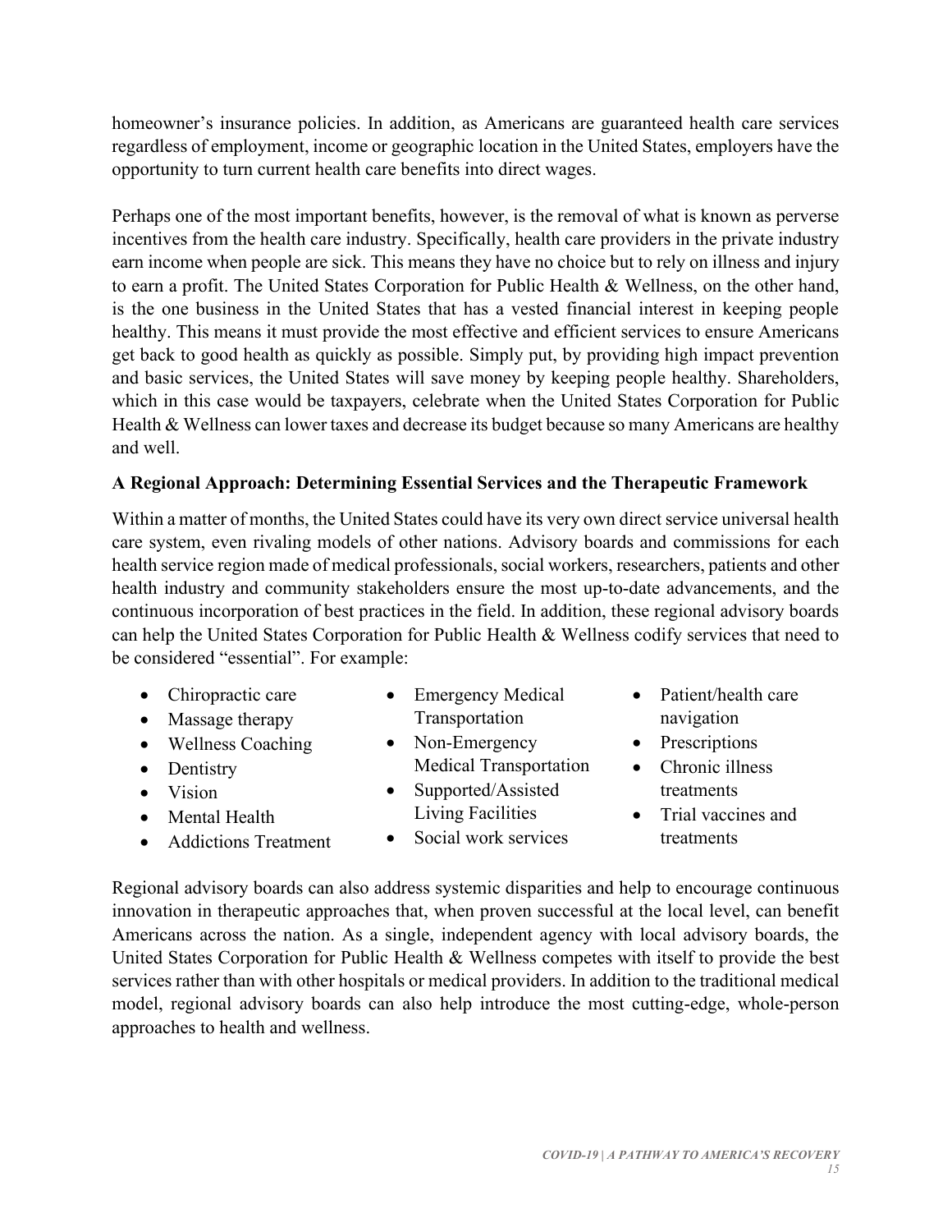homeowner's insurance policies. In addition, as Americans are guaranteed health care services regardless of employment, income or geographic location in the United States, employers have the opportunity to turn current health care benefits into direct wages.

Perhaps one of the most important benefits, however, is the removal of what is known as perverse incentives from the health care industry. Specifically, health care providers in the private industry earn income when people are sick. This means they have no choice but to rely on illness and injury to earn a profit. The United States Corporation for Public Health & Wellness, on the other hand, is the one business in the United States that has a vested financial interest in keeping people healthy. This means it must provide the most effective and efficient services to ensure Americans get back to good health as quickly as possible. Simply put, by providing high impact prevention and basic services, the United States will save money by keeping people healthy. Shareholders, which in this case would be taxpayers, celebrate when the United States Corporation for Public Health & Wellness can lower taxes and decrease its budget because so many Americans are healthy and well.

**A Regional Approach: Determining Essential Services and the Therapeutic Framework**

Within a matter of months, the United States could have its very own direct service universal health care system, even rivaling models of other nations. Advisory boards and commissions for each health service region made of medical professionals, social workers, researchers, patients and other health industry and community stakeholders ensure the most up-to-date advancements, and the continuous incorporation of best practices in the field. In addition, these regional advisory boards can help the United States Corporation for Public Health & Wellness codify services that need to be considered "essential". For example:

- Chiropractic care
- Massage therapy
- Wellness Coaching
- Dentistry
- Vision
- Mental Health
- Addictions Treatment
- Emergency Medical Transportation
- Non-Emergency Medical Transportation
- Supported/Assisted Living Facilities
- Social work services
- Patient/health care navigation
- Prescriptions
- Chronic illness treatments
- Trial vaccines and treatments

Regional advisory boards can also address systemic disparities and help to encourage continuous innovation in therapeutic approaches that, when proven successful at the local level, can benefit Americans across the nation. As a single, independent agency with local advisory boards, the United States Corporation for Public Health & Wellness competes with itself to provide the best services rather than with other hospitals or medical providers. In addition to the traditional medical model, regional advisory boards can also help introduce the most cutting-edge, whole-person approaches to health and wellness.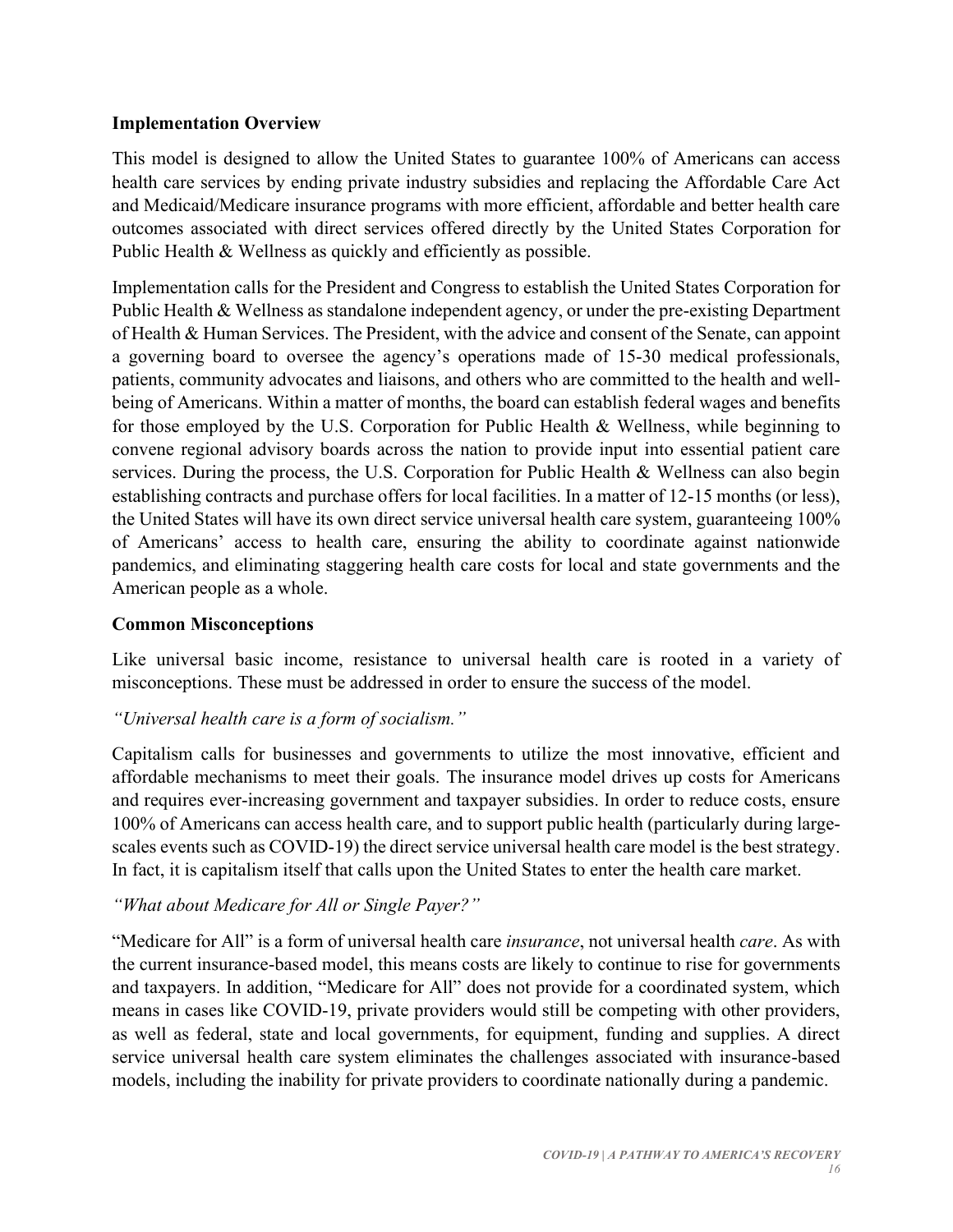**Implementation Overview**

This model is designed to allow the United States to guarantee 100% of Americans can access health care services by ending private industry subsidies and replacing the Affordable Care Act and Medicaid/Medicare insurance programs with more efficient, affordable and better health care outcomes associated with direct services offered directly by the United States Corporation for Public Health & Wellness as quickly and efficiently as possible.

Implementation calls for the President and Congress to establish the United States Corporation for Public Health & Wellness as standalone independent agency, or under the pre-existing Department of Health & Human Services. The President, with the advice and consent of the Senate, can appoint a governing board to oversee the agency's operations made of 15-30 medical professionals, patients, community advocates and liaisons, and others who are committed to the health and well-being of Americans. Within a matter of months, the board can establish federal wages and benefits for those employed by the U.S. Corporation for Public Health & Wellness, while beginning to convene regional advisory boards across the nation to provide input into essential patient care services. During the process, the U.S. Corporation for Public Health & Wellness can also begin establishing contracts and purchase offers for local facilities. In a matter of 12-15 months (or less), the United States will have its own direct service universal health care system, guaranteeing 100% of Americans' access to health care, ensuring the ability to coordinate against nationwide pandemics, and eliminating staggering health care costs for local and state governments and the American people as a whole.

**Common Misconceptions**

Like universal basic income, resistance to universal health care is rooted in a variety of misconceptions. These must be addressed in order to ensure the success of the model.

*"Universal health care is a form of socialism."*

Capitalism calls for businesses and governments to utilize the most innovative, efficient and affordable mechanisms to meet their goals. The insurance model drives up costs for Americans and requires ever-increasing government and taxpayer subsidies. In order to reduce costs, ensure 100% of Americans can access health care, and to support public health (particularly during large-scales events such as COVID-19) the direct service universal health care model is the best strategy. In fact, it is capitalism itself that calls upon the United States to enter the health care market.

*"What about Medicare for All or Single Payer?"*

"Medicare for All" is a form of universal health care *insurance*, not universal health *care*. As with the current insurance-based model, this means costs are likely to continue to rise for governments and taxpayers. In addition, "Medicare for All" does not provide for a coordinated system, which means in cases like COVID-19, private providers would still be competing with other providers, as well as federal, state and local governments, for equipment, funding and supplies. A direct service universal health care system eliminates the challenges associated with insurance-based models, including the inability for private providers to coordinate nationally during a pandemic.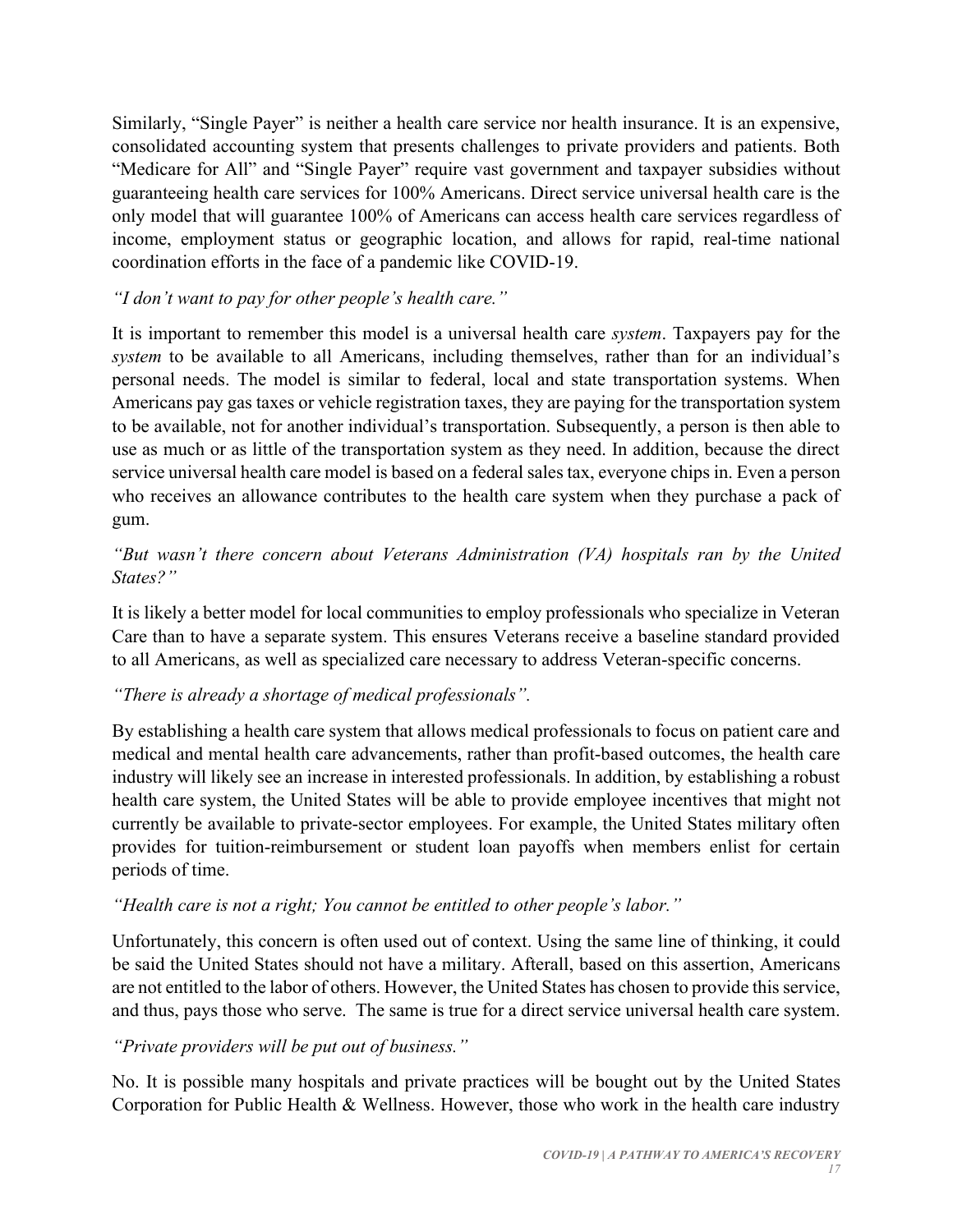Similarly, "Single Payer" is neither a health care service nor health insurance. It is an expensive, consolidated accounting system that presents challenges to private providers and patients. Both "Medicare for All" and "Single Payer" require vast government and taxpayer subsidies without guaranteeing health care services for 100% Americans. Direct service universal health care is the only model that will guarantee 100% of Americans can access health care services regardless of income, employment status or geographic location, and allows for rapid, real-time national coordination efforts in the face of a pandemic like COVID-19.

*"I don't want to pay for other people's health care."*

It is important to remember this model is a universal health care *system*. Taxpayers pay for the *system* to be available to all Americans, including themselves, rather than for an individual's personal needs. The model is similar to federal, local and state transportation systems. When Americans pay gas taxes or vehicle registration taxes, they are paying for the transportation system to be available, not for another individual's transportation. Subsequently, a person is then able to use as much or as little of the transportation system as they need. In addition, because the direct service universal health care model is based on a federal sales tax, everyone chips in. Even a person who receives an allowance contributes to the health care system when they purchase a pack of gum.

*"But wasn't there concern about Veterans Administration (VA) hospitals ran by the United States?"*

It is likely a better model for local communities to employ professionals who specialize in Veteran Care than to have a separate system. This ensures Veterans receive a baseline standard provided to all Americans, as well as specialized care necessary to address Veteran-specific concerns.

*"There is already a shortage of medical professionals".*

By establishing a health care system that allows medical professionals to focus on patient care and medical and mental health care advancements, rather than profit-based outcomes, the health care industry will likely see an increase in interested professionals. In addition, by establishing a robust health care system, the United States will be able to provide employee incentives that might not currently be available to private-sector employees. For example, the United States military often provides for tuition-reimbursement or student loan payoffs when members enlist for certain periods of time.

*"Health care is not a right; You cannot be entitled to other people's labor."*

Unfortunately, this concern is often used out of context. Using the same line of thinking, it could be said the United States should not have a military. Afterall, based on this assertion, Americans are not entitled to the labor of others. However, the United States has chosen to provide this service, and thus, pays those who serve. The same is true for a direct service universal health care system.

*"Private providers will be put out of business."*

No. It is possible many hospitals and private practices will be bought out by the United States Corporation for Public Health & Wellness. However, those who work in the health care industry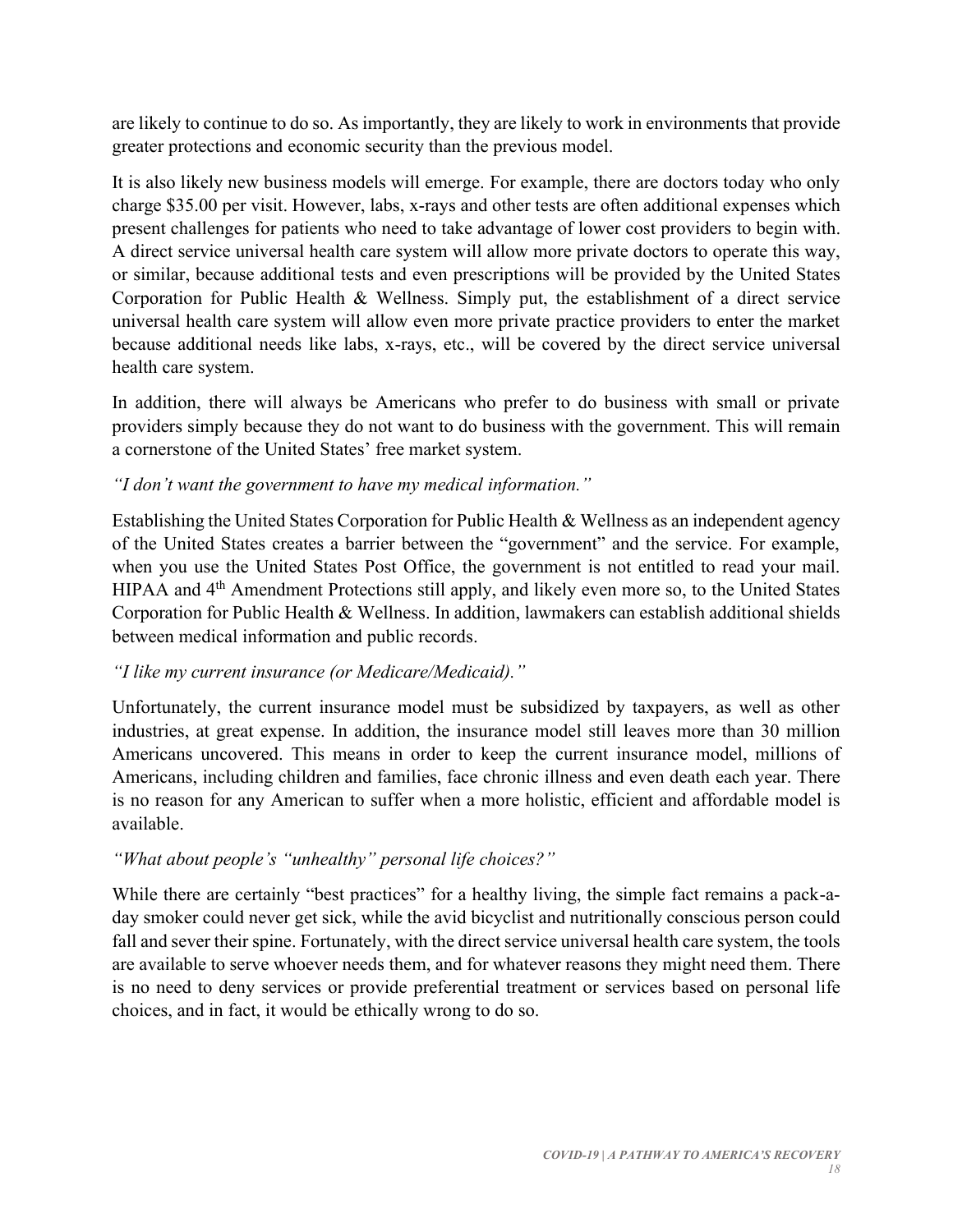are likely to continue to do so. As importantly, they are likely to work in environments that provide greater protections and economic security than the previous model.

It is also likely new business models will emerge. For example, there are doctors today who only charge $35.00 per visit. However, labs, x-rays and other tests are often additional expenses which present challenges for patients who need to take advantage of lower cost providers to begin with. A direct service universal health care system will allow more private doctors to operate this way, or similar, because additional tests and even prescriptions will be provided by the United States Corporation for Public Health & Wellness. Simply put, the establishment of a direct service universal health care system will allow even more private practice providers to enter the market because additional needs like labs, x-rays, etc., will be covered by the direct service universal health care system.

In addition, there will always be Americans who prefer to do business with small or private providers simply because they do not want to do business with the government. This will remain a cornerstone of the United States' free market system.

*"I don't want the government to have my medical information."*

Establishing the United States Corporation for Public Health & Wellness as an independent agency of the United States creates a barrier between the "government" and the service. For example, when you use the United States Post Office, the government is not entitled to read your mail. HIPAA and 4th Amendment Protections still apply, and likely even more so, to the United States Corporation for Public Health & Wellness. In addition, lawmakers can establish additional shields between medical information and public records.

*"I like my current insurance (or Medicare/Medicaid)."*

Unfortunately, the current insurance model must be subsidized by taxpayers, as well as other industries, at great expense. In addition, the insurance model still leaves more than 30 million Americans uncovered. This means in order to keep the current insurance model, millions of Americans, including children and families, face chronic illness and even death each year. There is no reason for any American to suffer when a more holistic, efficient and affordable model is available.

*"What about people's "unhealthy" personal life choices?"*

While there are certainly "best practices" for a healthy living, the simple fact remains a pack-a-day smoker could never get sick, while the avid bicyclist and nutritionally conscious person could fall and sever their spine. Fortunately, with the direct service universal health care system, the tools are available to serve whoever needs them, and for whatever reasons they might need them. There is no need to deny services or provide preferential treatment or services based on personal life choices, and in fact, it would be ethically wrong to do so.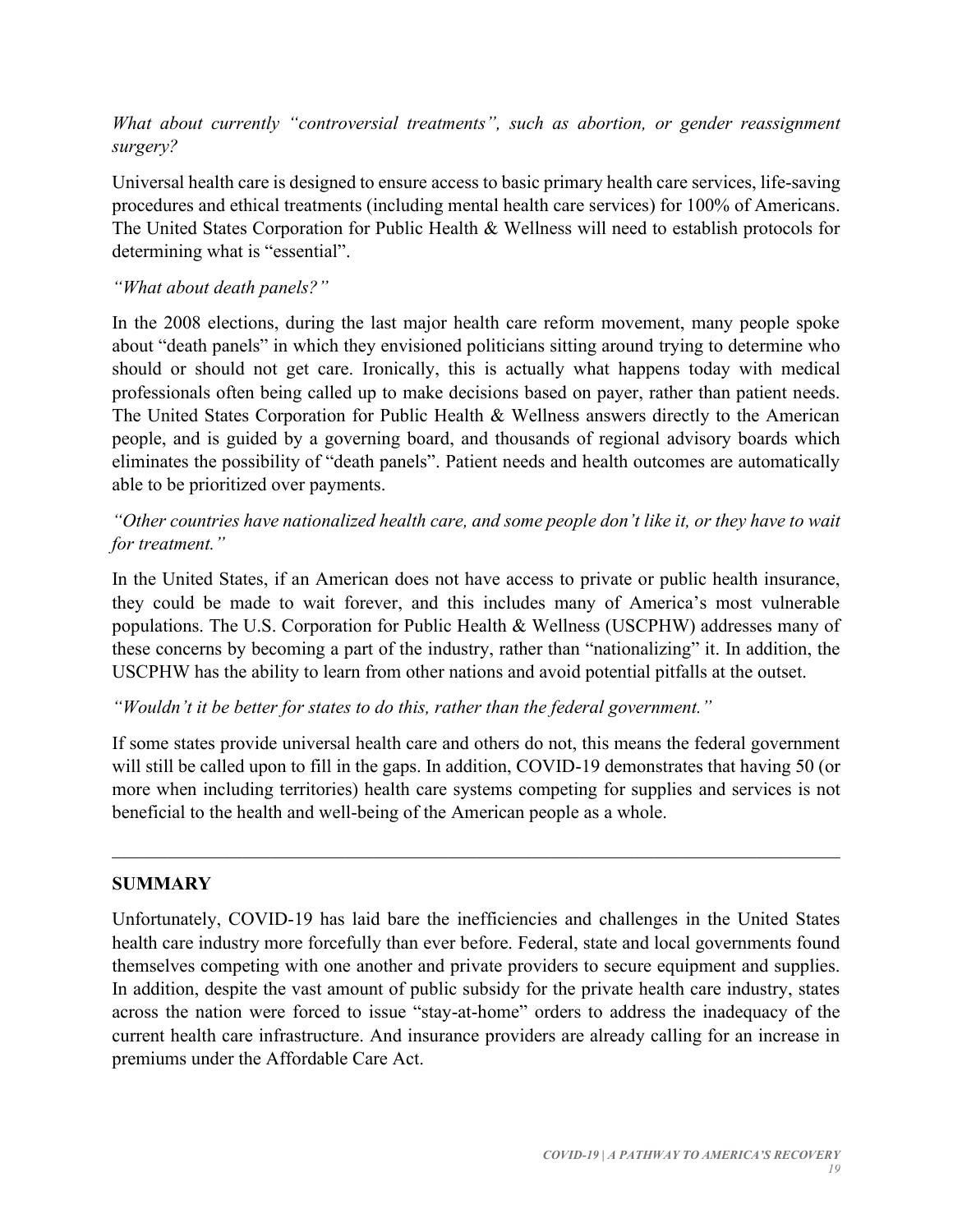*What about currently "controversial treatments", such as abortion, or gender reassignment surgery?*

Universal health care is designed to ensure access to basic primary health care services, life-saving procedures and ethical treatments (including mental health care services) for 100% of Americans. The United States Corporation for Public Health & Wellness will need to establish protocols for determining what is "essential".

*"What about death panels?"*

In the 2008 elections, during the last major health care reform movement, many people spoke about "death panels" in which they envisioned politicians sitting around trying to determine who should or should not get care. Ironically, this is actually what happens today with medical professionals often being called up to make decisions based on payer, rather than patient needs. The United States Corporation for Public Health & Wellness answers directly to the American people, and is guided by a governing board, and thousands of regional advisory boards which eliminates the possibility of "death panels". Patient needs and health outcomes are automatically able to be prioritized over payments.

*"Other countries have nationalized health care, and some people don't like it, or they have to wait for treatment."*

In the United States, if an American does not have access to private or public health insurance, they could be made to wait forever, and this includes many of America's most vulnerable populations. The U.S. Corporation for Public Health & Wellness (USCPHW) addresses many of these concerns by becoming a part of the industry, rather than "nationalizing" it. In addition, the USCPHW has the ability to learn from other nations and avoid potential pitfalls at the outset.

*"Wouldn't it be better for states to do this, rather than the federal government."*

If some states provide universal health care and others do not, this means the federal government will still be called upon to fill in the gaps. In addition, COVID-19 demonstrates that having 50 (or more when including territories) health care systems competing for supplies and services is not beneficial to the health and well-being of the American people as a whole.

---

## SUMMARY

Unfortunately, COVID-19 has laid bare the inefficiencies and challenges in the United States health care industry more forcefully than ever before. Federal, state and local governments found themselves competing with one another and private providers to secure equipment and supplies. In addition, despite the vast amount of public subsidy for the private health care industry, states across the nation were forced to issue "stay-at-home" orders to address the inadequacy of the current health care infrastructure. And insurance providers are already calling for an increase in premiums under the Affordable Care Act.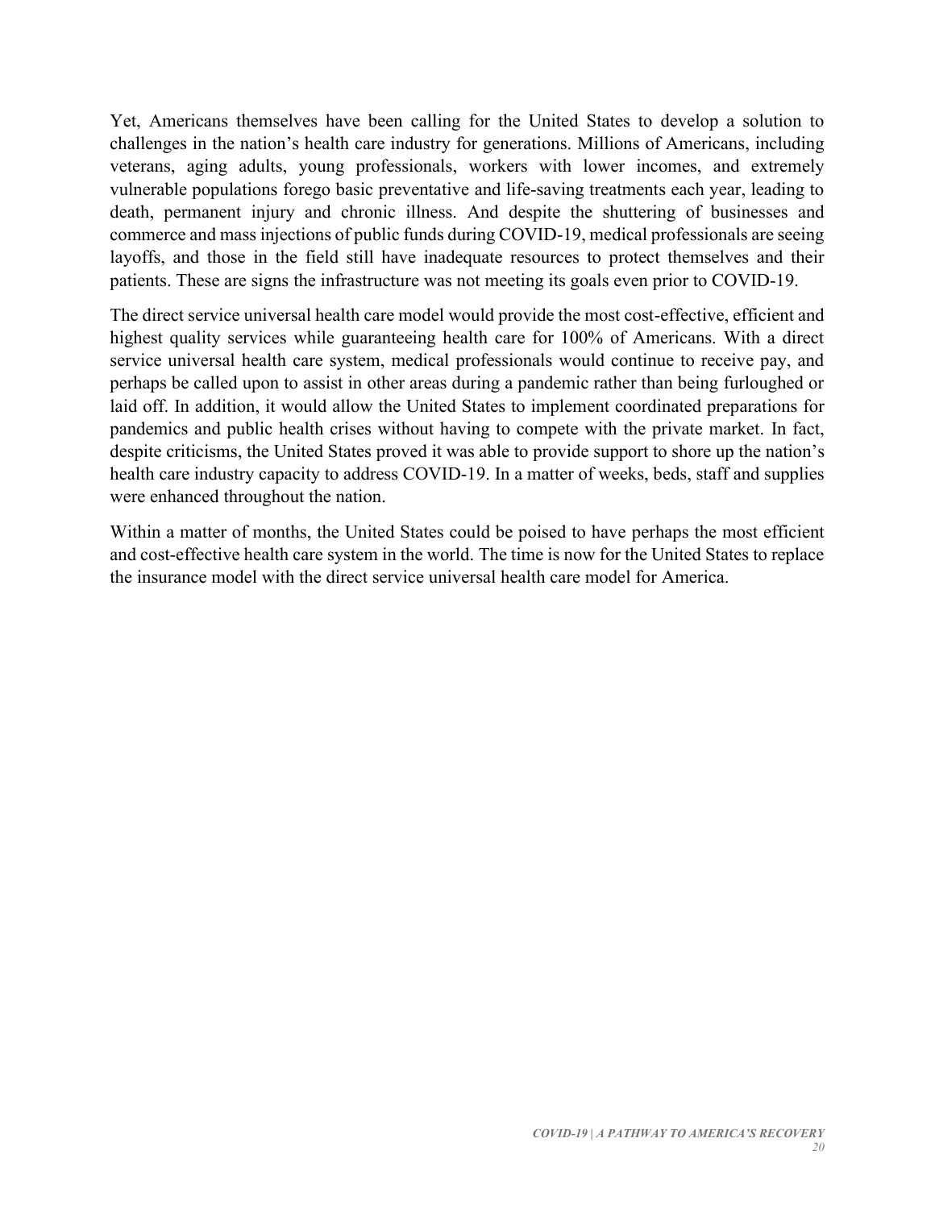Yet, Americans themselves have been calling for the United States to develop a solution to challenges in the nation's health care industry for generations. Millions of Americans, including veterans, aging adults, young professionals, workers with lower incomes, and extremely vulnerable populations forego basic preventative and life-saving treatments each year, leading to death, permanent injury and chronic illness. And despite the shuttering of businesses and commerce and mass injections of public funds during COVID-19, medical professionals are seeing layoffs, and those in the field still have inadequate resources to protect themselves and their patients. These are signs the infrastructure was not meeting its goals even prior to COVID-19.

The direct service universal health care model would provide the most cost-effective, efficient and highest quality services while guaranteeing health care for 100% of Americans. With a direct service universal health care system, medical professionals would continue to receive pay, and perhaps be called upon to assist in other areas during a pandemic rather than being furloughed or laid off. In addition, it would allow the United States to implement coordinated preparations for pandemics and public health crises without having to compete with the private market. In fact, despite criticisms, the United States proved it was able to provide support to shore up the nation's health care industry capacity to address COVID-19. In a matter of weeks, beds, staff and supplies were enhanced throughout the nation.

Within a matter of months, the United States could be poised to have perhaps the most efficient and cost-effective health care system in the world. The time is now for the United States to replace the insurance model with the direct service universal health care model for America.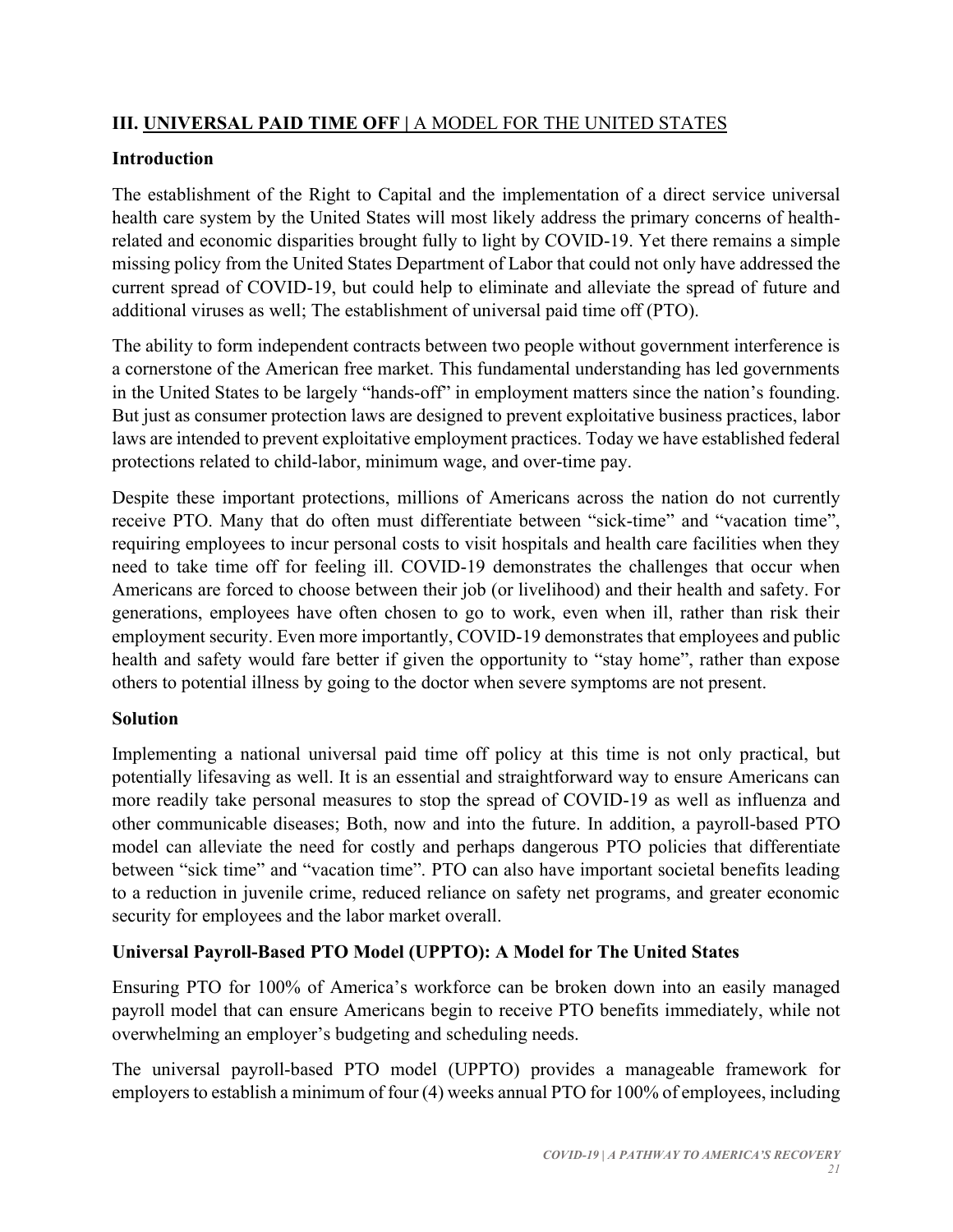## III. <u>UNIVERSAL PAID TIME OFF |</u> <u>A MODEL FOR THE UNITED STATES</u>

### Introduction

The establishment of the Right to Capital and the implementation of a direct service universal health care system by the United States will most likely address the primary concerns of health-related and economic disparities brought fully to light by COVID-19. Yet there remains a simple missing policy from the United States Department of Labor that could not only have addressed the current spread of COVID-19, but could help to eliminate and alleviate the spread of future and additional viruses as well; The establishment of universal paid time off (PTO).

The ability to form independent contracts between two people without government interference is a cornerstone of the American free market. This fundamental understanding has led governments in the United States to be largely "hands-off" in employment matters since the nation's founding. But just as consumer protection laws are designed to prevent exploitative business practices, labor laws are intended to prevent exploitative employment practices. Today we have established federal protections related to child-labor, minimum wage, and over-time pay.

Despite these important protections, millions of Americans across the nation do not currently receive PTO. Many that do often must differentiate between "sick-time" and "vacation time", requiring employees to incur personal costs to visit hospitals and health care facilities when they need to take time off for feeling ill. COVID-19 demonstrates the challenges that occur when Americans are forced to choose between their job (or livelihood) and their health and safety. For generations, employees have often chosen to go to work, even when ill, rather than risk their employment security. Even more importantly, COVID-19 demonstrates that employees and public health and safety would fare better if given the opportunity to "stay home", rather than expose others to potential illness by going to the doctor when severe symptoms are not present.

### Solution

Implementing a national universal paid time off policy at this time is not only practical, but potentially lifesaving as well. It is an essential and straightforward way to ensure Americans can more readily take personal measures to stop the spread of COVID-19 as well as influenza and other communicable diseases; Both, now and into the future. In addition, a payroll-based PTO model can alleviate the need for costly and perhaps dangerous PTO policies that differentiate between "sick time" and "vacation time". PTO can also have important societal benefits leading to a reduction in juvenile crime, reduced reliance on safety net programs, and greater economic security for employees and the labor market overall.

### Universal Payroll-Based PTO Model (UPPTO): A Model for The United States

Ensuring PTO for 100% of America's workforce can be broken down into an easily managed payroll model that can ensure Americans begin to receive PTO benefits immediately, while not overwhelming an employer's budgeting and scheduling needs.

The universal payroll-based PTO model (UPPTO) provides a manageable framework for employers to establish a minimum of four (4) weeks annual PTO for 100% of employees, including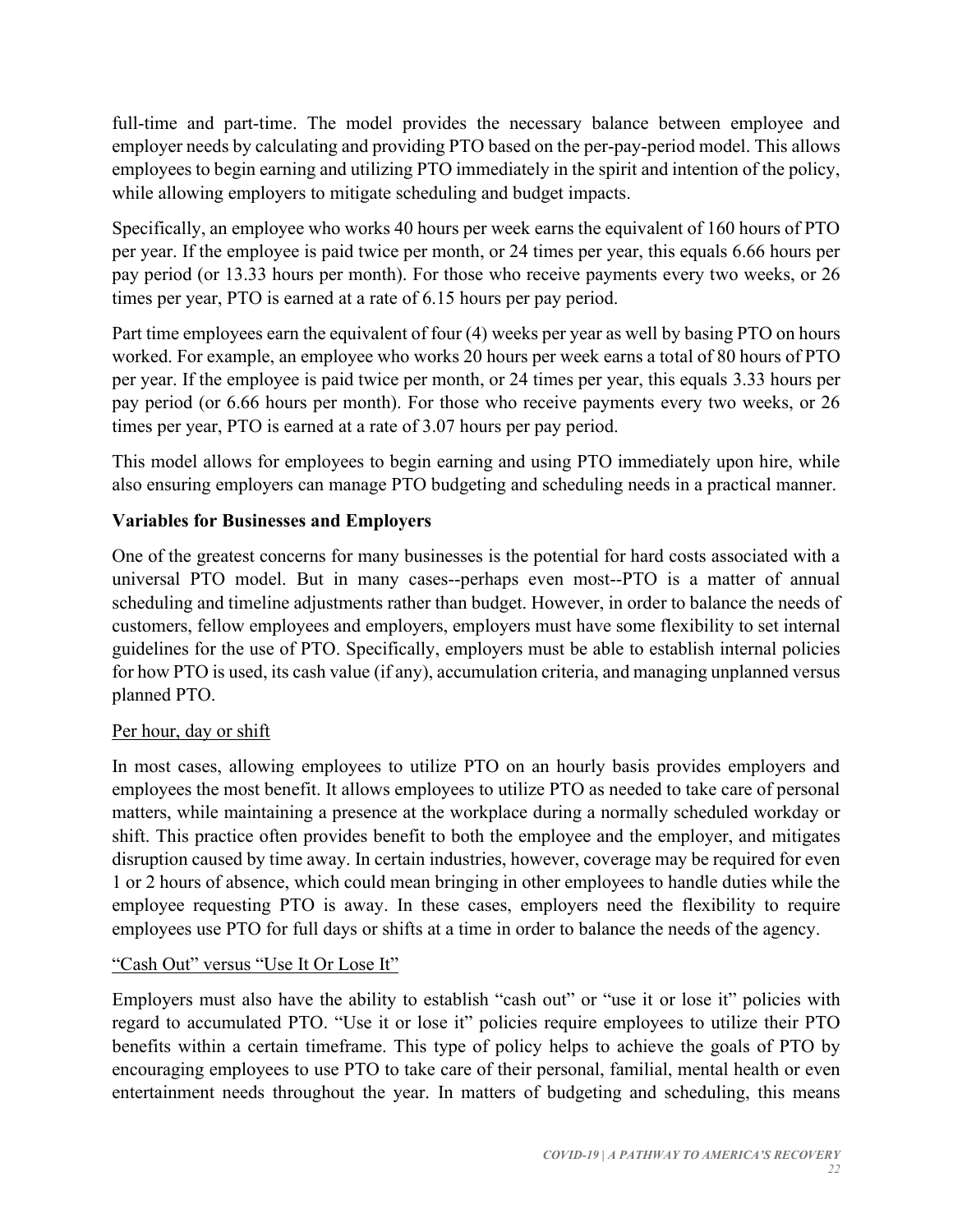full-time and part-time. The model provides the necessary balance between employee and employer needs by calculating and providing PTO based on the per-pay-period model. This allows employees to begin earning and utilizing PTO immediately in the spirit and intention of the policy, while allowing employers to mitigate scheduling and budget impacts.

Specifically, an employee who works 40 hours per week earns the equivalent of 160 hours of PTO per year. If the employee is paid twice per month, or 24 times per year, this equals 6.66 hours per pay period (or 13.33 hours per month). For those who receive payments every two weeks, or 26 times per year, PTO is earned at a rate of 6.15 hours per pay period.

Part time employees earn the equivalent of four (4) weeks per year as well by basing PTO on hours worked. For example, an employee who works 20 hours per week earns a total of 80 hours of PTO per year. If the employee is paid twice per month, or 24 times per year, this equals 3.33 hours per pay period (or 6.66 hours per month). For those who receive payments every two weeks, or 26 times per year, PTO is earned at a rate of 3.07 hours per pay period.

This model allows for employees to begin earning and using PTO immediately upon hire, while also ensuring employers can manage PTO budgeting and scheduling needs in a practical manner.

**Variables for Businesses and Employers**

One of the greatest concerns for many businesses is the potential for hard costs associated with a universal PTO model. But in many cases--perhaps even most--PTO is a matter of annual scheduling and timeline adjustments rather than budget. However, in order to balance the needs of customers, fellow employees and employers, employers must have some flexibility to set internal guidelines for the use of PTO. Specifically, employers must be able to establish internal policies for how PTO is used, its cash value (if any), accumulation criteria, and managing unplanned versus planned PTO.

<u>Per hour, day or shift</u>

In most cases, allowing employees to utilize PTO on an hourly basis provides employers and employees the most benefit. It allows employees to utilize PTO as needed to take care of personal matters, while maintaining a presence at the workplace during a normally scheduled workday or shift. This practice often provides benefit to both the employee and the employer, and mitigates disruption caused by time away. In certain industries, however, coverage may be required for even 1 or 2 hours of absence, which could mean bringing in other employees to handle duties while the employee requesting PTO is away. In these cases, employers need the flexibility to require employees use PTO for full days or shifts at a time in order to balance the needs of the agency.

<u>"Cash Out" versus "Use It Or Lose It"</u>

Employers must also have the ability to establish "cash out" or "use it or lose it" policies with regard to accumulated PTO. "Use it or lose it" policies require employees to utilize their PTO benefits within a certain timeframe. This type of policy helps to achieve the goals of PTO by encouraging employees to use PTO to take care of their personal, familial, mental health or even entertainment needs throughout the year. In matters of budgeting and scheduling, this means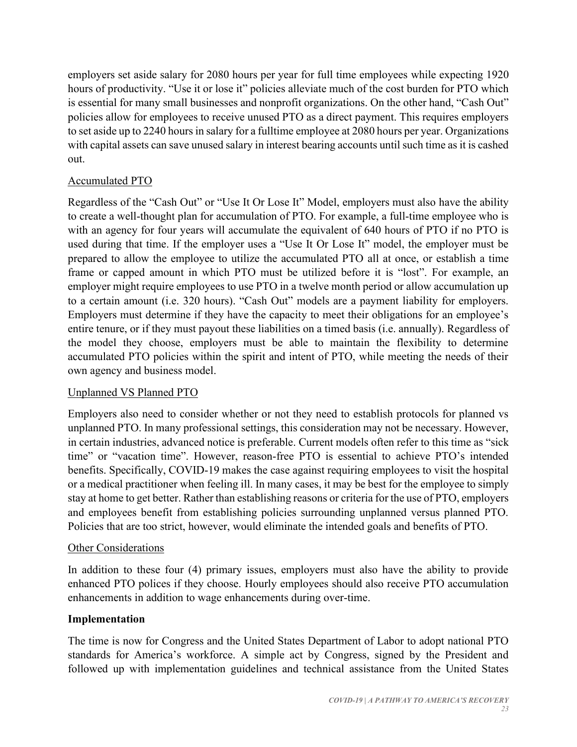employers set aside salary for 2080 hours per year for full time employees while expecting 1920 hours of productivity. "Use it or lose it" policies alleviate much of the cost burden for PTO which is essential for many small businesses and nonprofit organizations. On the other hand, "Cash Out" policies allow for employees to receive unused PTO as a direct payment. This requires employers to set aside up to 2240 hours in salary for a fulltime employee at 2080 hours per year. Organizations with capital assets can save unused salary in interest bearing accounts until such time as it is cashed out.

Accumulated PTO

Regardless of the "Cash Out" or "Use It Or Lose It" Model, employers must also have the ability to create a well-thought plan for accumulation of PTO. For example, a full-time employee who is with an agency for four years will accumulate the equivalent of 640 hours of PTO if no PTO is used during that time. If the employer uses a "Use It Or Lose It" model, the employer must be prepared to allow the employee to utilize the accumulated PTO all at once, or establish a time frame or capped amount in which PTO must be utilized before it is "lost". For example, an employer might require employees to use PTO in a twelve month period or allow accumulation up to a certain amount (i.e. 320 hours). "Cash Out" models are a payment liability for employers. Employers must determine if they have the capacity to meet their obligations for an employee's entire tenure, or if they must payout these liabilities on a timed basis (i.e. annually). Regardless of the model they choose, employers must be able to maintain the flexibility to determine accumulated PTO policies within the spirit and intent of PTO, while meeting the needs of their own agency and business model.

Unplanned VS Planned PTO

Employers also need to consider whether or not they need to establish protocols for planned vs unplanned PTO. In many professional settings, this consideration may not be necessary. However, in certain industries, advanced notice is preferable. Current models often refer to this time as "sick time" or "vacation time". However, reason-free PTO is essential to achieve PTO's intended benefits. Specifically, COVID-19 makes the case against requiring employees to visit the hospital or a medical practitioner when feeling ill. In many cases, it may be best for the employee to simply stay at home to get better. Rather than establishing reasons or criteria for the use of PTO, employers and employees benefit from establishing policies surrounding unplanned versus planned PTO. Policies that are too strict, however, would eliminate the intended goals and benefits of PTO.

Other Considerations

In addition to these four (4) primary issues, employers must also have the ability to provide enhanced PTO polices if they choose. Hourly employees should also receive PTO accumulation enhancements in addition to wage enhancements during over-time.

**Implementation**

The time is now for Congress and the United States Department of Labor to adopt national PTO standards for America's workforce. A simple act by Congress, signed by the President and followed up with implementation guidelines and technical assistance from the United States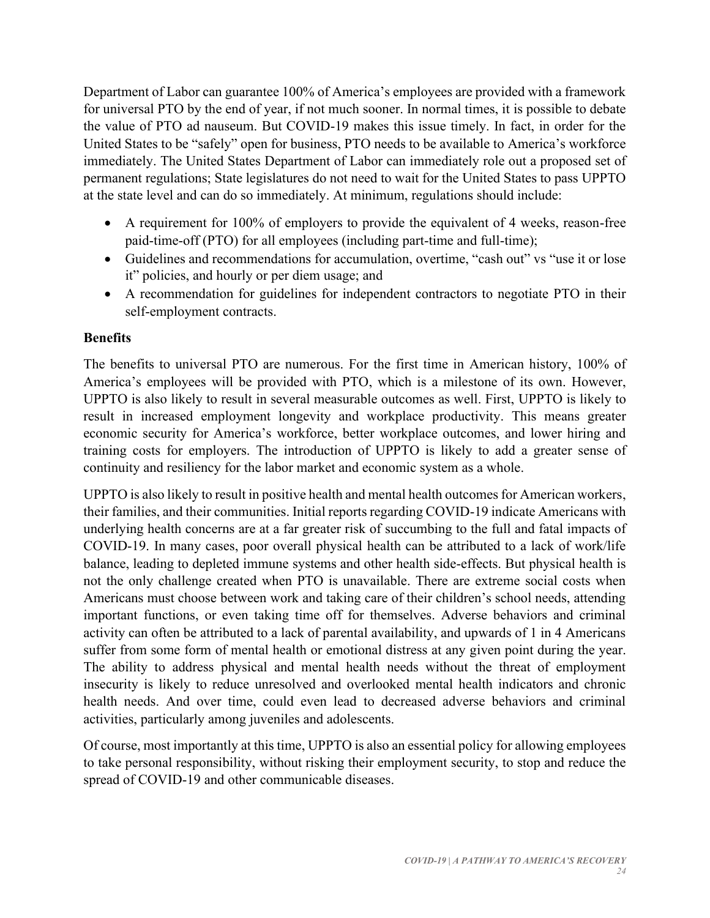Department of Labor can guarantee 100% of America's employees are provided with a framework for universal PTO by the end of year, if not much sooner. In normal times, it is possible to debate the value of PTO ad nauseum. But COVID-19 makes this issue timely. In fact, in order for the United States to be "safely" open for business, PTO needs to be available to America's workforce immediately. The United States Department of Labor can immediately role out a proposed set of permanent regulations; State legislatures do not need to wait for the United States to pass UPPTO at the state level and can do so immediately. At minimum, regulations should include:

- A requirement for 100% of employers to provide the equivalent of 4 weeks, reason-free paid-time-off (PTO) for all employees (including part-time and full-time);
- Guidelines and recommendations for accumulation, overtime, "cash out" vs "use it or lose it" policies, and hourly or per diem usage; and
- A recommendation for guidelines for independent contractors to negotiate PTO in their self-employment contracts.

**Benefits**

The benefits to universal PTO are numerous. For the first time in American history, 100% of America's employees will be provided with PTO, which is a milestone of its own. However, UPPTO is also likely to result in several measurable outcomes as well. First, UPPTO is likely to result in increased employment longevity and workplace productivity. This means greater economic security for America's workforce, better workplace outcomes, and lower hiring and training costs for employers. The introduction of UPPTO is likely to add a greater sense of continuity and resiliency for the labor market and economic system as a whole.

UPPTO is also likely to result in positive health and mental health outcomes for American workers, their families, and their communities. Initial reports regarding COVID-19 indicate Americans with underlying health concerns are at a far greater risk of succumbing to the full and fatal impacts of COVID-19. In many cases, poor overall physical health can be attributed to a lack of work/life balance, leading to depleted immune systems and other health side-effects. But physical health is not the only challenge created when PTO is unavailable. There are extreme social costs when Americans must choose between work and taking care of their children's school needs, attending important functions, or even taking time off for themselves. Adverse behaviors and criminal activity can often be attributed to a lack of parental availability, and upwards of 1 in 4 Americans suffer from some form of mental health or emotional distress at any given point during the year. The ability to address physical and mental health needs without the threat of employment insecurity is likely to reduce unresolved and overlooked mental health indicators and chronic health needs. And over time, could even lead to decreased adverse behaviors and criminal activities, particularly among juveniles and adolescents.

Of course, most importantly at this time, UPPTO is also an essential policy for allowing employees to take personal responsibility, without risking their employment security, to stop and reduce the spread of COVID-19 and other communicable diseases.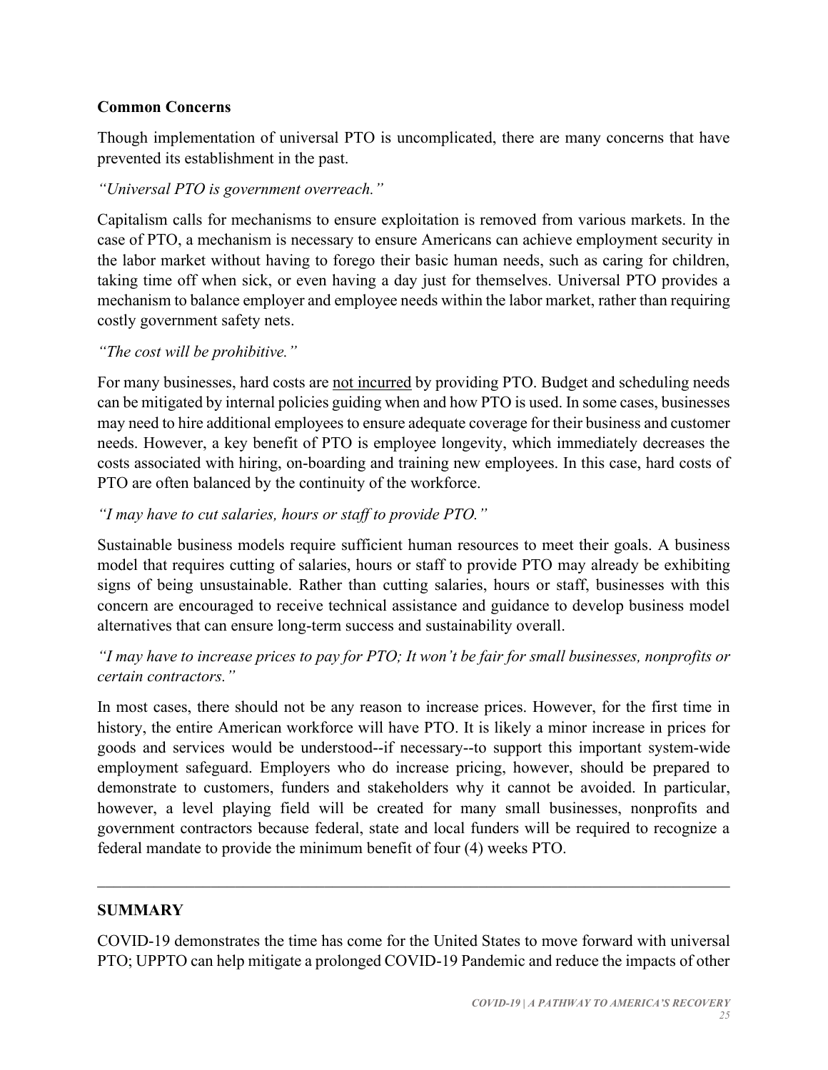### Common Concerns

Though implementation of universal PTO is uncomplicated, there are many concerns that have prevented its establishment in the past.

*"Universal PTO is government overreach."*

Capitalism calls for mechanisms to ensure exploitation is removed from various markets. In the case of PTO, a mechanism is necessary to ensure Americans can achieve employment security in the labor market without having to forego their basic human needs, such as caring for children, taking time off when sick, or even having a day just for themselves. Universal PTO provides a mechanism to balance employer and employee needs within the labor market, rather than requiring costly government safety nets.

*"The cost will be prohibitive."*

For many businesses, hard costs are <u>not incurred</u> by providing PTO. Budget and scheduling needs can be mitigated by internal policies guiding when and how PTO is used. In some cases, businesses may need to hire additional employees to ensure adequate coverage for their business and customer needs. However, a key benefit of PTO is employee longevity, which immediately decreases the costs associated with hiring, on-boarding and training new employees. In this case, hard costs of PTO are often balanced by the continuity of the workforce.

*"I may have to cut salaries, hours or staff to provide PTO."*

Sustainable business models require sufficient human resources to meet their goals. A business model that requires cutting of salaries, hours or staff to provide PTO may already be exhibiting signs of being unsustainable. Rather than cutting salaries, hours or staff, businesses with this concern are encouraged to receive technical assistance and guidance to develop business model alternatives that can ensure long-term success and sustainability overall.

*"I may have to increase prices to pay for PTO; It won't be fair for small businesses, nonprofits or certain contractors."*

In most cases, there should not be any reason to increase prices. However, for the first time in history, the entire American workforce will have PTO. It is likely a minor increase in prices for goods and services would be understood--if necessary--to support this important system-wide employment safeguard. Employers who do increase pricing, however, should be prepared to demonstrate to customers, funders and stakeholders why it cannot be avoided. In particular, however, a level playing field will be created for many small businesses, nonprofits and government contractors because federal, state and local funders will be required to recognize a federal mandate to provide the minimum benefit of four (4) weeks PTO.

---

## SUMMARY

COVID-19 demonstrates the time has come for the United States to move forward with universal PTO; UPPTO can help mitigate a prolonged COVID-19 Pandemic and reduce the impacts of other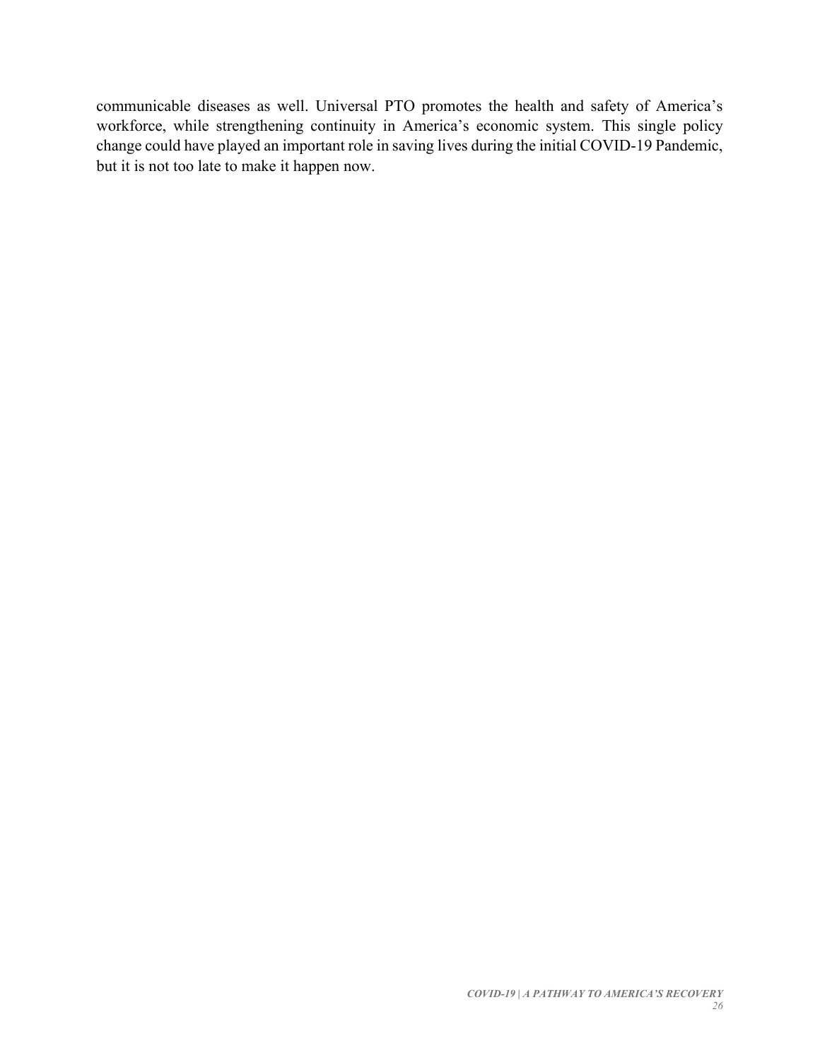communicable diseases as well. Universal PTO promotes the health and safety of America's workforce, while strengthening continuity in America's economic system. This single policy change could have played an important role in saving lives during the initial COVID-19 Pandemic, but it is not too late to make it happen now.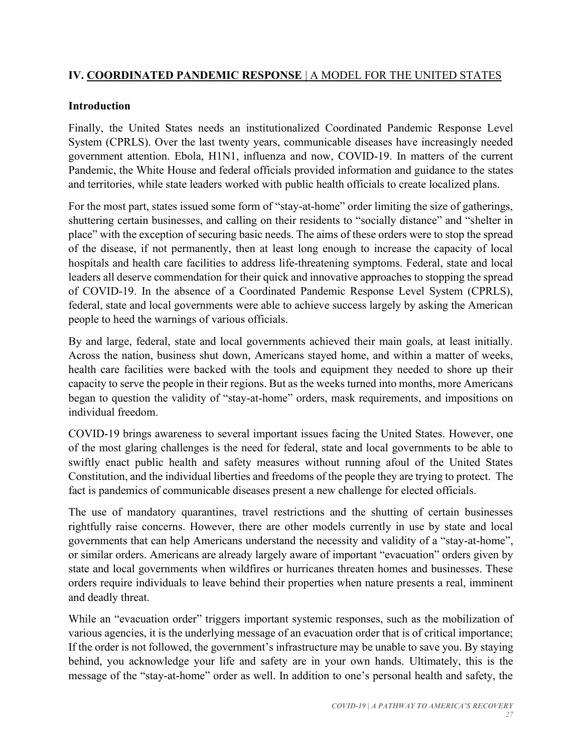## IV. **COORDINATED PANDEMIC RESPONSE** | A MODEL FOR THE UNITED STATES

### Introduction

Finally, the United States needs an institutionalized Coordinated Pandemic Response Level System (CPRLS). Over the last twenty years, communicable diseases have increasingly needed government attention. Ebola, H1N1, influenza and now, COVID-19. In matters of the current Pandemic, the White House and federal officials provided information and guidance to the states and territories, while state leaders worked with public health officials to create localized plans.

For the most part, states issued some form of "stay-at-home" order limiting the size of gatherings, shuttering certain businesses, and calling on their residents to "socially distance" and "shelter in place" with the exception of securing basic needs. The aims of these orders were to stop the spread of the disease, if not permanently, then at least long enough to increase the capacity of local hospitals and health care facilities to address life-threatening symptoms. Federal, state and local leaders all deserve commendation for their quick and innovative approaches to stopping the spread of COVID-19. In the absence of a Coordinated Pandemic Response Level System (CPRLS), federal, state and local governments were able to achieve success largely by asking the American people to heed the warnings of various officials.

By and large, federal, state and local governments achieved their main goals, at least initially. Across the nation, business shut down, Americans stayed home, and within a matter of weeks, health care facilities were backed with the tools and equipment they needed to shore up their capacity to serve the people in their regions. But as the weeks turned into months, more Americans began to question the validity of "stay-at-home" orders, mask requirements, and impositions on individual freedom.

COVID-19 brings awareness to several important issues facing the United States. However, one of the most glaring challenges is the need for federal, state and local governments to be able to swiftly enact public health and safety measures without running afoul of the United States Constitution, and the individual liberties and freedoms of the people they are trying to protect. The fact is pandemics of communicable diseases present a new challenge for elected officials.

The use of mandatory quarantines, travel restrictions and the shutting of certain businesses rightfully raise concerns. However, there are other models currently in use by state and local governments that can help Americans understand the necessity and validity of a "stay-at-home", or similar orders. Americans are already largely aware of important "evacuation" orders given by state and local governments when wildfires or hurricanes threaten homes and businesses. These orders require individuals to leave behind their properties when nature presents a real, imminent and deadly threat.

While an "evacuation order" triggers important systemic responses, such as the mobilization of various agencies, it is the underlying message of an evacuation order that is of critical importance; If the order is not followed, the government's infrastructure may be unable to save you. By staying behind, you acknowledge your life and safety are in your own hands. Ultimately, this is the message of the "stay-at-home" order as well. In addition to one's personal health and safety, the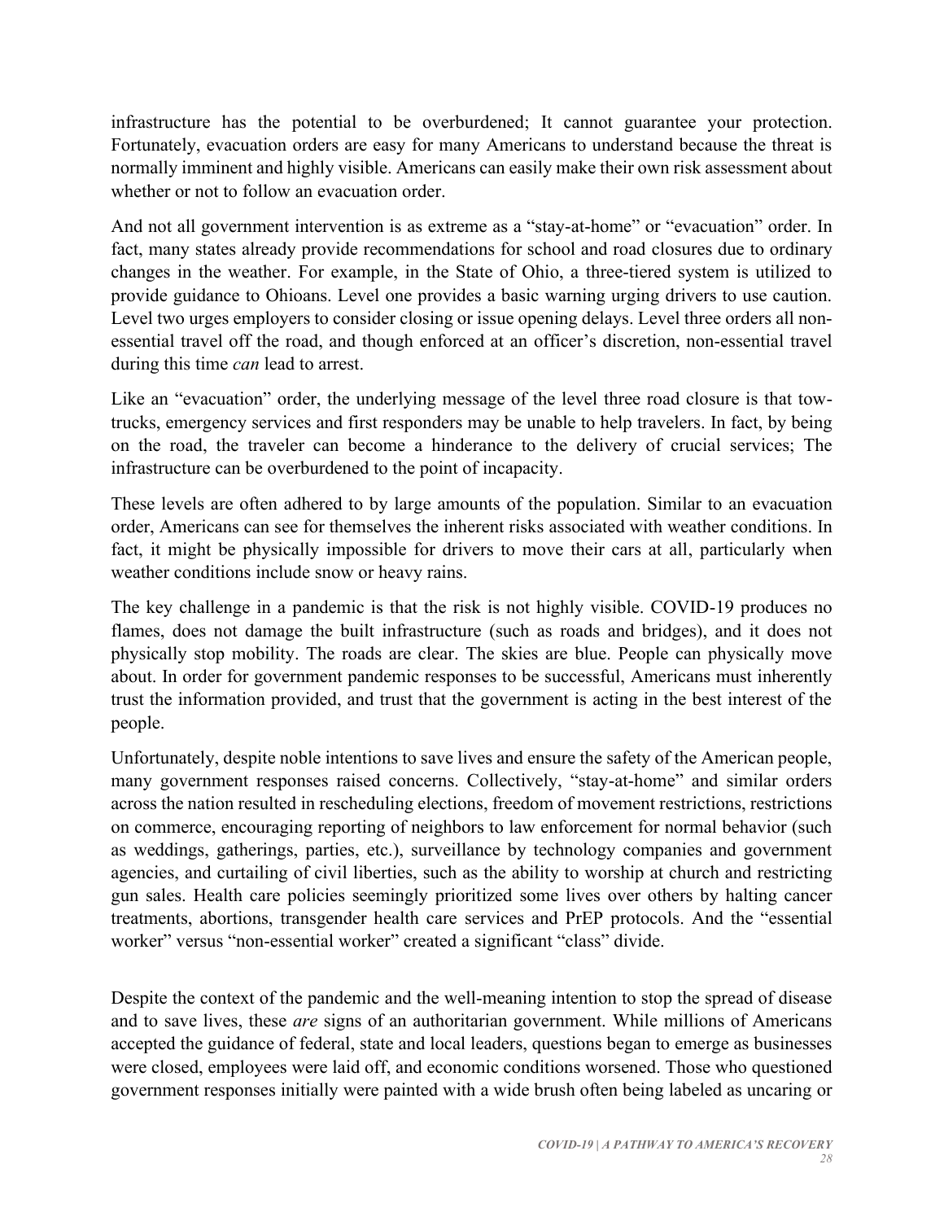infrastructure has the potential to be overburdened; It cannot guarantee your protection. Fortunately, evacuation orders are easy for many Americans to understand because the threat is normally imminent and highly visible. Americans can easily make their own risk assessment about whether or not to follow an evacuation order.

And not all government intervention is as extreme as a "stay-at-home" or "evacuation" order. In fact, many states already provide recommendations for school and road closures due to ordinary changes in the weather. For example, in the State of Ohio, a three-tiered system is utilized to provide guidance to Ohioans. Level one provides a basic warning urging drivers to use caution. Level two urges employers to consider closing or issue opening delays. Level three orders all non-essential travel off the road, and though enforced at an officer's discretion, non-essential travel during this time *can* lead to arrest.

Like an "evacuation" order, the underlying message of the level three road closure is that tow-trucks, emergency services and first responders may be unable to help travelers. In fact, by being on the road, the traveler can become a hinderance to the delivery of crucial services; The infrastructure can be overburdened to the point of incapacity.

These levels are often adhered to by large amounts of the population. Similar to an evacuation order, Americans can see for themselves the inherent risks associated with weather conditions. In fact, it might be physically impossible for drivers to move their cars at all, particularly when weather conditions include snow or heavy rains.

The key challenge in a pandemic is that the risk is not highly visible. COVID-19 produces no flames, does not damage the built infrastructure (such as roads and bridges), and it does not physically stop mobility. The roads are clear. The skies are blue. People can physically move about. In order for government pandemic responses to be successful, Americans must inherently trust the information provided, and trust that the government is acting in the best interest of the people.

Unfortunately, despite noble intentions to save lives and ensure the safety of the American people, many government responses raised concerns. Collectively, "stay-at-home" and similar orders across the nation resulted in rescheduling elections, freedom of movement restrictions, restrictions on commerce, encouraging reporting of neighbors to law enforcement for normal behavior (such as weddings, gatherings, parties, etc.), surveillance by technology companies and government agencies, and curtailing of civil liberties, such as the ability to worship at church and restricting gun sales. Health care policies seemingly prioritized some lives over others by halting cancer treatments, abortions, transgender health care services and PrEP protocols. And the "essential worker" versus "non-essential worker" created a significant "class" divide.

Despite the context of the pandemic and the well-meaning intention to stop the spread of disease and to save lives, these *are* signs of an authoritarian government. While millions of Americans accepted the guidance of federal, state and local leaders, questions began to emerge as businesses were closed, employees were laid off, and economic conditions worsened. Those who questioned government responses initially were painted with a wide brush often being labeled as uncaring or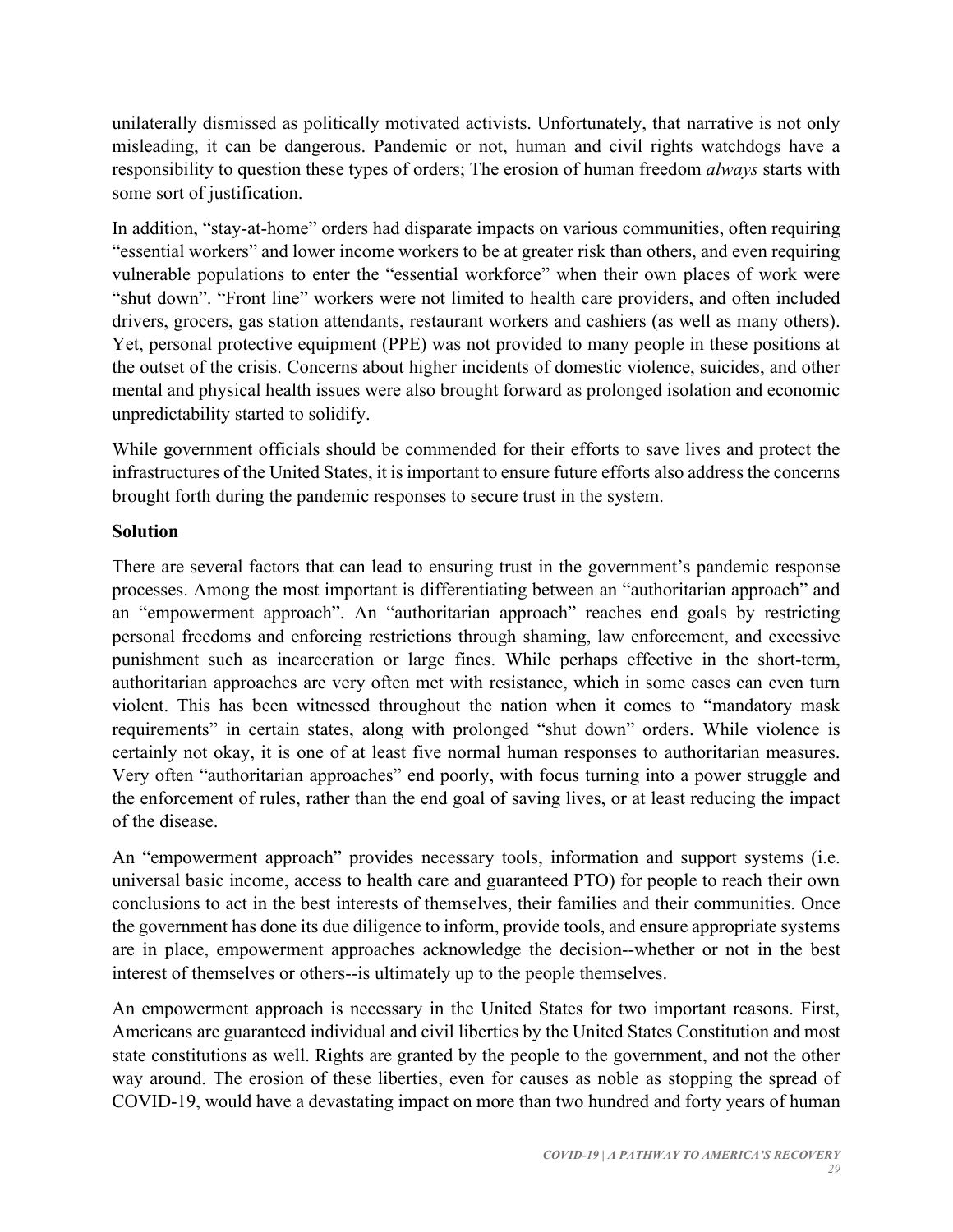unilaterally dismissed as politically motivated activists. Unfortunately, that narrative is not only misleading, it can be dangerous. Pandemic or not, human and civil rights watchdogs have a responsibility to question these types of orders; The erosion of human freedom *always* starts with some sort of justification.

In addition, "stay-at-home" orders had disparate impacts on various communities, often requiring "essential workers" and lower income workers to be at greater risk than others, and even requiring vulnerable populations to enter the "essential workforce" when their own places of work were "shut down". "Front line" workers were not limited to health care providers, and often included drivers, grocers, gas station attendants, restaurant workers and cashiers (as well as many others). Yet, personal protective equipment (PPE) was not provided to many people in these positions at the outset of the crisis. Concerns about higher incidents of domestic violence, suicides, and other mental and physical health issues were also brought forward as prolonged isolation and economic unpredictability started to solidify.

While government officials should be commended for their efforts to save lives and protect the infrastructures of the United States, it is important to ensure future efforts also address the concerns brought forth during the pandemic responses to secure trust in the system.

**Solution**

There are several factors that can lead to ensuring trust in the government's pandemic response processes. Among the most important is differentiating between an "authoritarian approach" and an "empowerment approach". An "authoritarian approach" reaches end goals by restricting personal freedoms and enforcing restrictions through shaming, law enforcement, and excessive punishment such as incarceration or large fines. While perhaps effective in the short-term, authoritarian approaches are very often met with resistance, which in some cases can even turn violent. This has been witnessed throughout the nation when it comes to "mandatory mask requirements" in certain states, along with prolonged "shut down" orders. While violence is certainly <u>not okay</u>, it is one of at least five normal human responses to authoritarian measures. Very often "authoritarian approaches" end poorly, with focus turning into a power struggle and the enforcement of rules, rather than the end goal of saving lives, or at least reducing the impact of the disease.

An "empowerment approach" provides necessary tools, information and support systems (i.e. universal basic income, access to health care and guaranteed PTO) for people to reach their own conclusions to act in the best interests of themselves, their families and their communities. Once the government has done its due diligence to inform, provide tools, and ensure appropriate systems are in place, empowerment approaches acknowledge the decision--whether or not in the best interest of themselves or others--is ultimately up to the people themselves.

An empowerment approach is necessary in the United States for two important reasons. First, Americans are guaranteed individual and civil liberties by the United States Constitution and most state constitutions as well. Rights are granted by the people to the government, and not the other way around. The erosion of these liberties, even for causes as noble as stopping the spread of COVID-19, would have a devastating impact on more than two hundred and forty years of human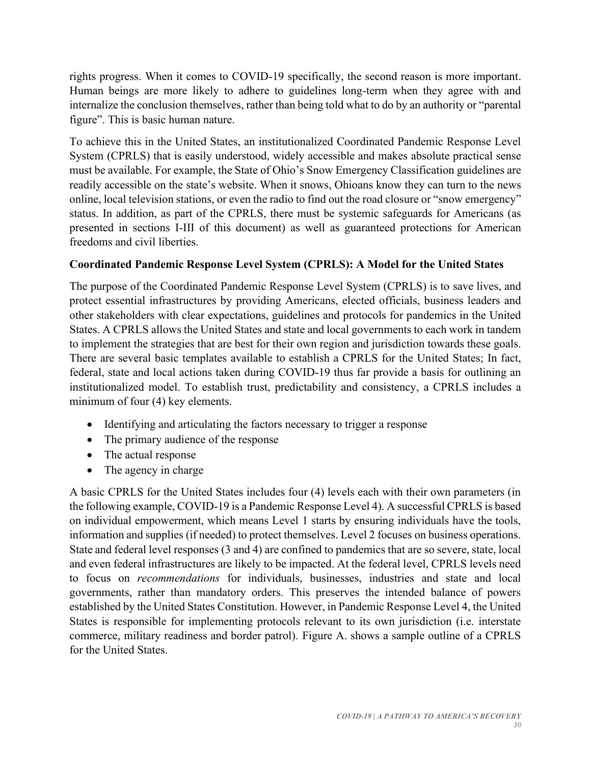rights progress. When it comes to COVID-19 specifically, the second reason is more important. Human beings are more likely to adhere to guidelines long-term when they agree with and internalize the conclusion themselves, rather than being told what to do by an authority or "parental figure". This is basic human nature.

To achieve this in the United States, an institutionalized Coordinated Pandemic Response Level System (CPRLS) that is easily understood, widely accessible and makes absolute practical sense must be available. For example, the State of Ohio's Snow Emergency Classification guidelines are readily accessible on the state's website. When it snows, Ohioans know they can turn to the news online, local television stations, or even the radio to find out the road closure or "snow emergency" status. In addition, as part of the CPRLS, there must be systemic safeguards for Americans (as presented in sections I-III of this document) as well as guaranteed protections for American freedoms and civil liberties.

**Coordinated Pandemic Response Level System (CPRLS): A Model for the United States**

The purpose of the Coordinated Pandemic Response Level System (CPRLS) is to save lives, and protect essential infrastructures by providing Americans, elected officials, business leaders and other stakeholders with clear expectations, guidelines and protocols for pandemics in the United States. A CPRLS allows the United States and state and local governments to each work in tandem to implement the strategies that are best for their own region and jurisdiction towards these goals. There are several basic templates available to establish a CPRLS for the United States; In fact, federal, state and local actions taken during COVID-19 thus far provide a basis for outlining an institutionalized model. To establish trust, predictability and consistency, a CPRLS includes a minimum of four (4) key elements.

- Identifying and articulating the factors necessary to trigger a response
- The primary audience of the response
- The actual response
- The agency in charge

A basic CPRLS for the United States includes four (4) levels each with their own parameters (in the following example, COVID-19 is a Pandemic Response Level 4). A successful CPRLS is based on individual empowerment, which means Level 1 starts by ensuring individuals have the tools, information and supplies (if needed) to protect themselves. Level 2 focuses on business operations. State and federal level responses (3 and 4) are confined to pandemics that are so severe, state, local and even federal infrastructures are likely to be impacted. At the federal level, CPRLS levels need to focus on *recommendations* for individuals, businesses, industries and state and local governments, rather than mandatory orders. This preserves the intended balance of powers established by the United States Constitution. However, in Pandemic Response Level 4, the United States is responsible for implementing protocols relevant to its own jurisdiction (i.e. interstate commerce, military readiness and border patrol). Figure A. shows a sample outline of a CPRLS for the United States.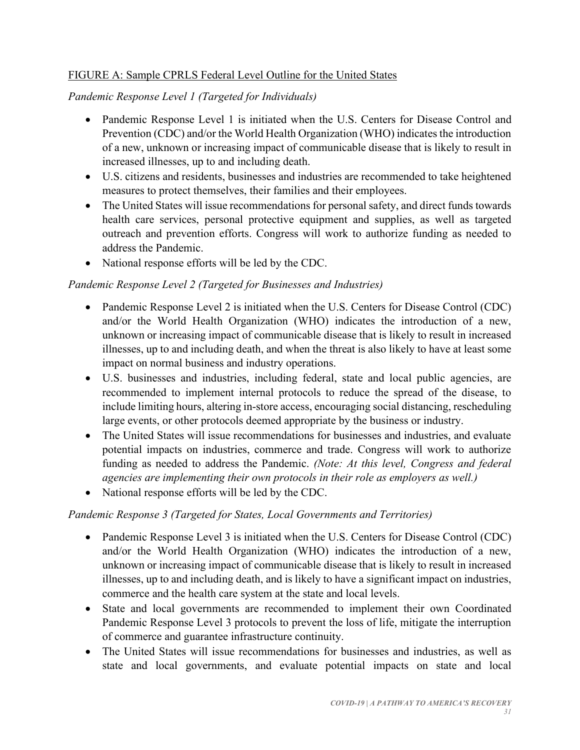<u>FIGURE A: Sample CPRLS Federal Level Outline for the United States</u>

*Pandemic Response Level 1 (Targeted for Individuals)*

- Pandemic Response Level 1 is initiated when the U.S. Centers for Disease Control and Prevention (CDC) and/or the World Health Organization (WHO) indicates the introduction of a new, unknown or increasing impact of communicable disease that is likely to result in increased illnesses, up to and including death.
- U.S. citizens and residents, businesses and industries are recommended to take heightened measures to protect themselves, their families and their employees.
- The United States will issue recommendations for personal safety, and direct funds towards health care services, personal protective equipment and supplies, as well as targeted outreach and prevention efforts. Congress will work to authorize funding as needed to address the Pandemic.
- National response efforts will be led by the CDC.

*Pandemic Response Level 2 (Targeted for Businesses and Industries)*

- Pandemic Response Level 2 is initiated when the U.S. Centers for Disease Control (CDC) and/or the World Health Organization (WHO) indicates the introduction of a new, unknown or increasing impact of communicable disease that is likely to result in increased illnesses, up to and including death, and when the threat is also likely to have at least some impact on normal business and industry operations.
- U.S. businesses and industries, including federal, state and local public agencies, are recommended to implement internal protocols to reduce the spread of the disease, to include limiting hours, altering in-store access, encouraging social distancing, rescheduling large events, or other protocols deemed appropriate by the business or industry.
- The United States will issue recommendations for businesses and industries, and evaluate potential impacts on industries, commerce and trade. Congress will work to authorize funding as needed to address the Pandemic. *(Note: At this level, Congress and federal agencies are implementing their own protocols in their role as employers as well.)*
- National response efforts will be led by the CDC.

*Pandemic Response 3 (Targeted for States, Local Governments and Territories)*

- Pandemic Response Level 3 is initiated when the U.S. Centers for Disease Control (CDC) and/or the World Health Organization (WHO) indicates the introduction of a new, unknown or increasing impact of communicable disease that is likely to result in increased illnesses, up to and including death, and is likely to have a significant impact on industries, commerce and the health care system at the state and local levels.
- State and local governments are recommended to implement their own Coordinated Pandemic Response Level 3 protocols to prevent the loss of life, mitigate the interruption of commerce and guarantee infrastructure continuity.
- The United States will issue recommendations for businesses and industries, as well as state and local governments, and evaluate potential impacts on state and local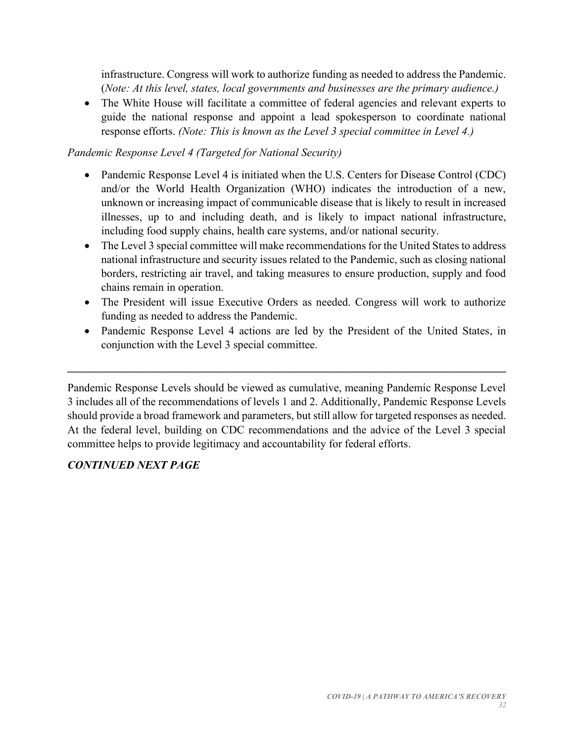infrastructure. Congress will work to authorize funding as needed to address the Pandemic. (*Note: At this level, states, local governments and businesses are the primary audience.)*

- The White House will facilitate a committee of federal agencies and relevant experts to guide the national response and appoint a lead spokesperson to coordinate national response efforts. *(Note: This is known as the Level 3 special committee in Level 4.)*

*Pandemic Response Level 4 (Targeted for National Security)*

- Pandemic Response Level 4 is initiated when the U.S. Centers for Disease Control (CDC) and/or the World Health Organization (WHO) indicates the introduction of a new, unknown or increasing impact of communicable disease that is likely to result in increased illnesses, up to and including death, and is likely to impact national infrastructure, including food supply chains, health care systems, and/or national security.
- The Level 3 special committee will make recommendations for the United States to address national infrastructure and security issues related to the Pandemic, such as closing national borders, restricting air travel, and taking measures to ensure production, supply and food chains remain in operation.
- The President will issue Executive Orders as needed. Congress will work to authorize funding as needed to address the Pandemic.
- Pandemic Response Level 4 actions are led by the President of the United States, in conjunction with the Level 3 special committee.

---

Pandemic Response Levels should be viewed as cumulative, meaning Pandemic Response Level 3 includes all of the recommendations of levels 1 and 2. Additionally, Pandemic Response Levels should provide a broad framework and parameters, but still allow for targeted responses as needed. At the federal level, building on CDC recommendations and the advice of the Level 3 special committee helps to provide legitimacy and accountability for federal efforts.

***CONTINUED NEXT PAGE***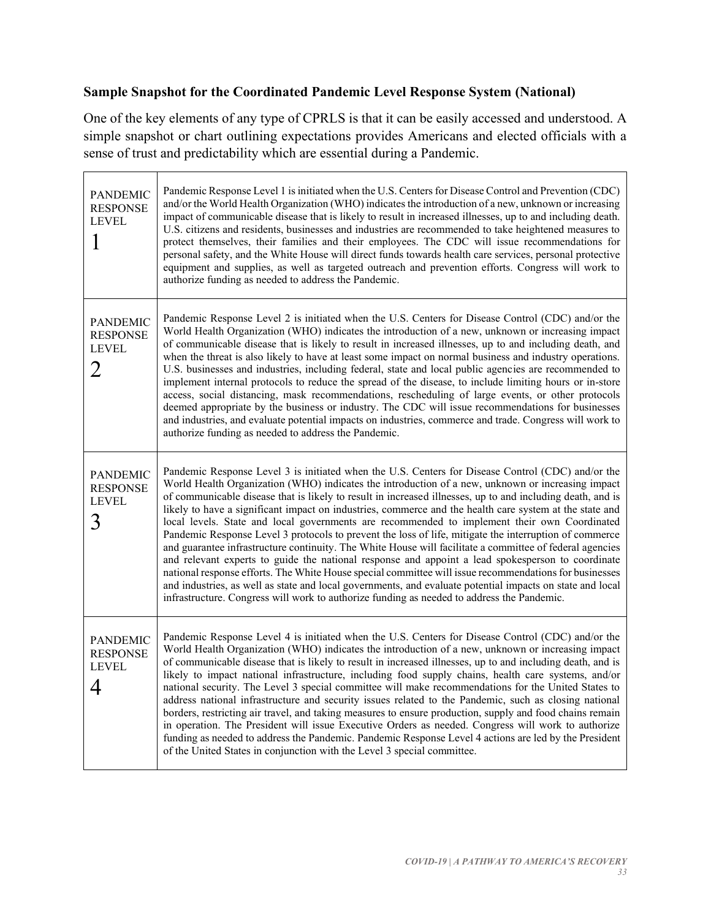**Sample Snapshot for the Coordinated Pandemic Level Response System (National)**

One of the key elements of any type of CPRLS is that it can be easily accessed and understood. A simple snapshot or chart outlining expectations provides Americans and elected officials with a sense of trust and predictability which are essential during a Pandemic.

| | |
|---|---|
| PANDEMIC RESPONSE LEVEL 1 | Pandemic Response Level 1 is initiated when the U.S. Centers for Disease Control and Prevention (CDC) and/or the World Health Organization (WHO) indicates the introduction of a new, unknown or increasing impact of communicable disease that is likely to result in increased illnesses, up to and including death. U.S. citizens and residents, businesses and industries are recommended to take heightened measures to protect themselves, their families and their employees. The CDC will issue recommendations for personal safety, and the White House will direct funds towards health care services, personal protective equipment and supplies, as well as targeted outreach and prevention efforts. Congress will work to authorize funding as needed to address the Pandemic. |
| PANDEMIC RESPONSE LEVEL 2 | Pandemic Response Level 2 is initiated when the U.S. Centers for Disease Control (CDC) and/or the World Health Organization (WHO) indicates the introduction of a new, unknown or increasing impact of communicable disease that is likely to result in increased illnesses, up to and including death, and when the threat is also likely to have at least some impact on normal business and industry operations. U.S. businesses and industries, including federal, state and local public agencies are recommended to implement internal protocols to reduce the spread of the disease, to include limiting hours or in-store access, social distancing, mask recommendations, rescheduling of large events, or other protocols deemed appropriate by the business or industry. The CDC will issue recommendations for businesses and industries, and evaluate potential impacts on industries, commerce and trade. Congress will work to authorize funding as needed to address the Pandemic. |
| PANDEMIC RESPONSE LEVEL 3 | Pandemic Response Level 3 is initiated when the U.S. Centers for Disease Control (CDC) and/or the World Health Organization (WHO) indicates the introduction of a new, unknown or increasing impact of communicable disease that is likely to result in increased illnesses, up to and including death, and is likely to have a significant impact on industries, commerce and the health care system at the state and local levels. State and local governments are recommended to implement their own Coordinated Pandemic Response Level 3 protocols to prevent the loss of life, mitigate the interruption of commerce and guarantee infrastructure continuity. The White House will facilitate a committee of federal agencies and relevant experts to guide the national response and appoint a lead spokesperson to coordinate national response efforts. The White House special committee will issue recommendations for businesses and industries, as well as state and local governments, and evaluate potential impacts on state and local infrastructure. Congress will work to authorize funding as needed to address the Pandemic. |
| PANDEMIC RESPONSE LEVEL 4 | Pandemic Response Level 4 is initiated when the U.S. Centers for Disease Control (CDC) and/or the World Health Organization (WHO) indicates the introduction of a new, unknown or increasing impact of communicable disease that is likely to result in increased illnesses, up to and including death, and is likely to impact national infrastructure, including food supply chains, health care systems, and/or national security. The Level 3 special committee will make recommendations for the United States to address national infrastructure and security issues related to the Pandemic, such as closing national borders, restricting air travel, and taking measures to ensure production, supply and food chains remain in operation. The President will issue Executive Orders as needed. Congress will work to authorize funding as needed to address the Pandemic. Pandemic Response Level 4 actions are led by the President of the United States in conjunction with the Level 3 special committee. |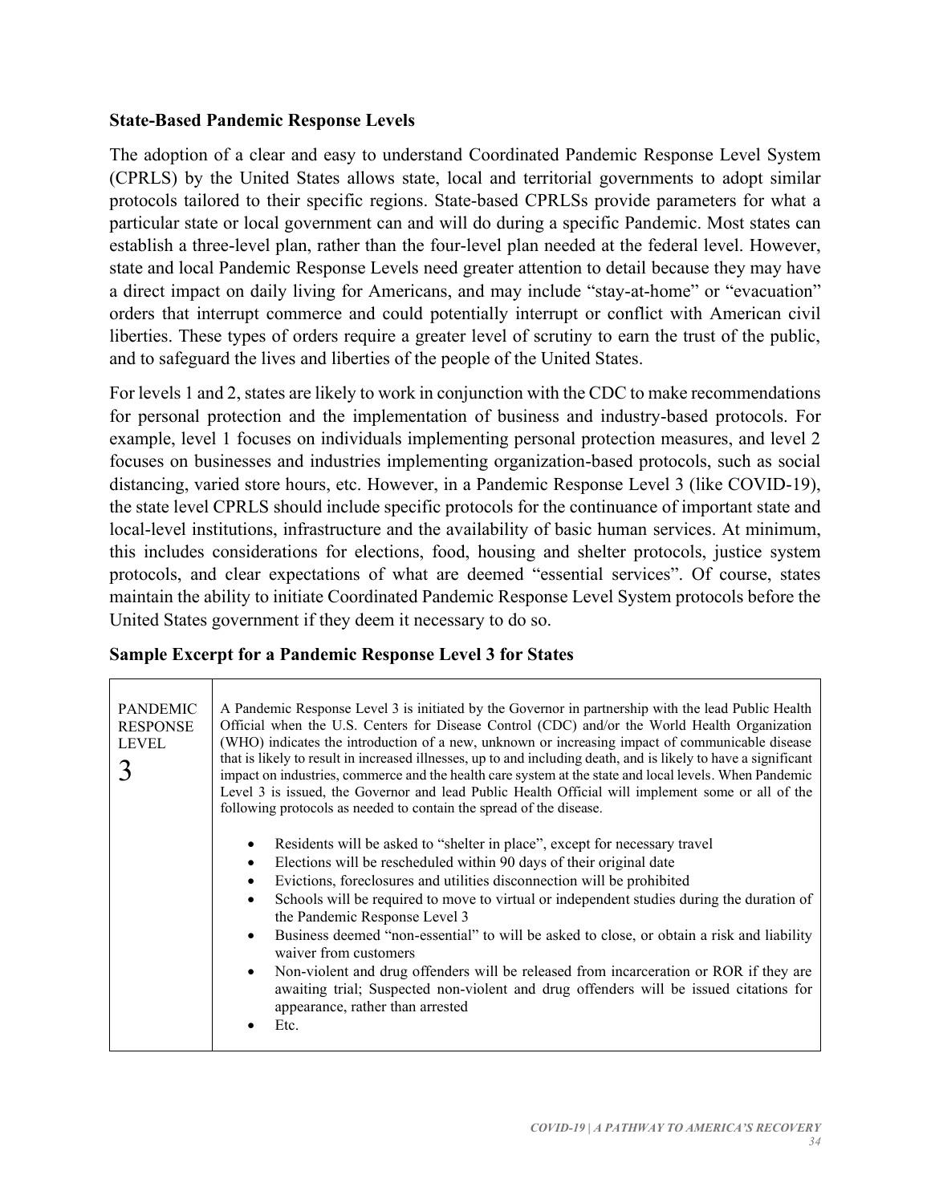**State-Based Pandemic Response Levels**

The adoption of a clear and easy to understand Coordinated Pandemic Response Level System (CPRLS) by the United States allows state, local and territorial governments to adopt similar protocols tailored to their specific regions. State-based CPRLSs provide parameters for what a particular state or local government can and will do during a specific Pandemic. Most states can establish a three-level plan, rather than the four-level plan needed at the federal level. However, state and local Pandemic Response Levels need greater attention to detail because they may have a direct impact on daily living for Americans, and may include "stay-at-home" or "evacuation" orders that interrupt commerce and could potentially interrupt or conflict with American civil liberties. These types of orders require a greater level of scrutiny to earn the trust of the public, and to safeguard the lives and liberties of the people of the United States.

For levels 1 and 2, states are likely to work in conjunction with the CDC to make recommendations for personal protection and the implementation of business and industry-based protocols. For example, level 1 focuses on individuals implementing personal protection measures, and level 2 focuses on businesses and industries implementing organization-based protocols, such as social distancing, varied store hours, etc. However, in a Pandemic Response Level 3 (like COVID-19), the state level CPRLS should include specific protocols for the continuance of important state and local-level institutions, infrastructure and the availability of basic human services. At minimum, this includes considerations for elections, food, housing and shelter protocols, justice system protocols, and clear expectations of what are deemed "essential services". Of course, states maintain the ability to initiate Coordinated Pandemic Response Level System protocols before the United States government if they deem it necessary to do so.

**Sample Excerpt for a Pandemic Response Level 3 for States**

| PANDEMIC RESPONSE LEVEL 3 | A Pandemic Response Level 3 is initiated by the Governor in partnership with the lead Public Health Official when the U.S. Centers for Disease Control (CDC) and/or the World Health Organization (WHO) indicates the introduction of a new, unknown or increasing impact of communicable disease that is likely to result in increased illnesses, up to and including death, and is likely to have a significant impact on industries, commerce and the health care system at the state and local levels. When Pandemic Level 3 is issued, the Governor and lead Public Health Official will implement some or all of the following protocols as needed to contain the spread of the disease. <br><br> • Residents will be asked to "shelter in place", except for necessary travel <br> • Elections will be rescheduled within 90 days of their original date <br> • Evictions, foreclosures and utilities disconnection will be prohibited <br> • Schools will be required to move to virtual or independent studies during the duration of the Pandemic Response Level 3 <br> • Business deemed "non-essential" to will be asked to close, or obtain a risk and liability waiver from customers <br> • Non-violent and drug offenders will be released from incarceration or ROR if they are awaiting trial; Suspected non-violent and drug offenders will be issued citations for appearance, rather than arrested <br> • Etc. |
|---|---|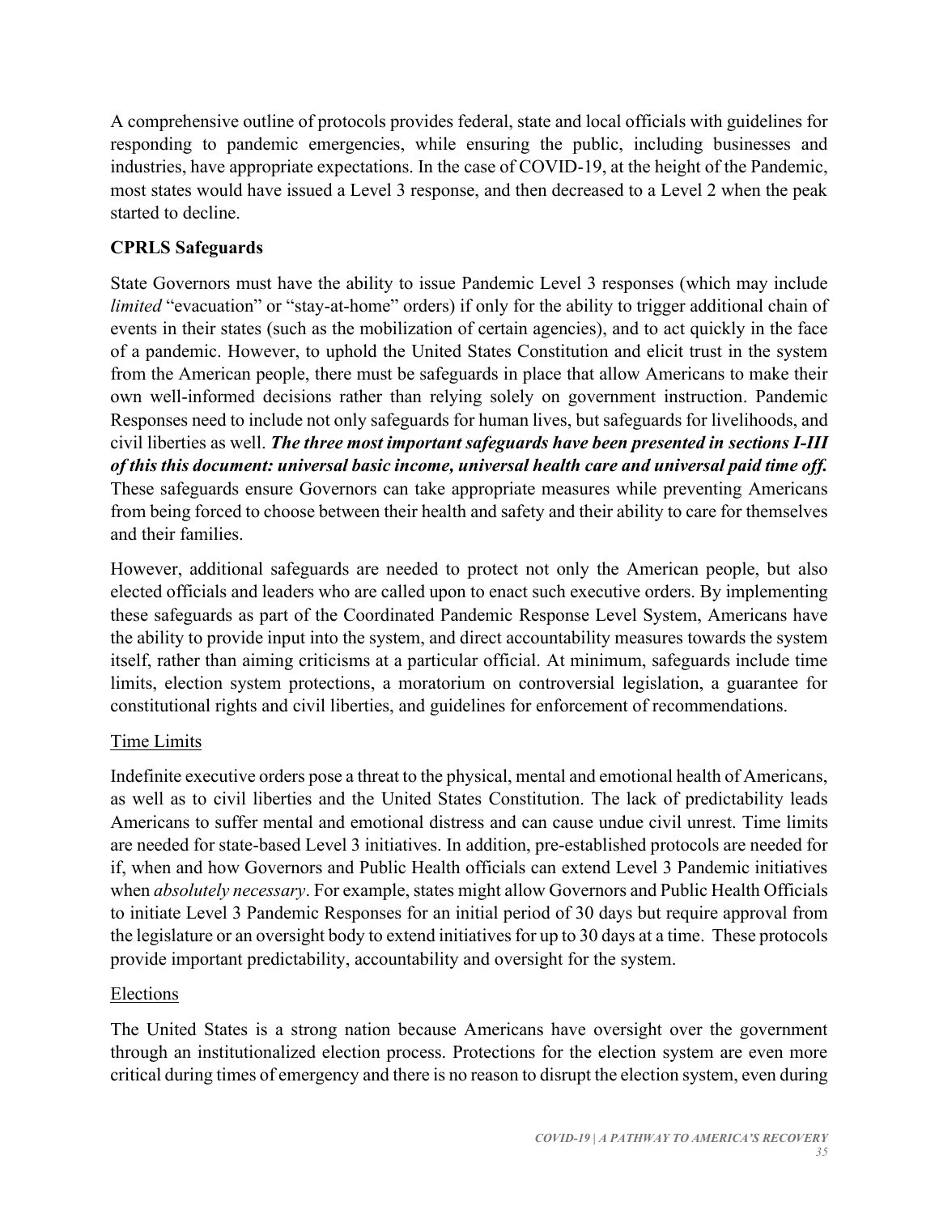A comprehensive outline of protocols provides federal, state and local officials with guidelines for responding to pandemic emergencies, while ensuring the public, including businesses and industries, have appropriate expectations. In the case of COVID-19, at the height of the Pandemic, most states would have issued a Level 3 response, and then decreased to a Level 2 when the peak started to decline.

## CPRLS Safeguards

State Governors must have the ability to issue Pandemic Level 3 responses (which may include *limited* "evacuation" or "stay-at-home" orders) if only for the ability to trigger additional chain of events in their states (such as the mobilization of certain agencies), and to act quickly in the face of a pandemic. However, to uphold the United States Constitution and elicit trust in the system from the American people, there must be safeguards in place that allow Americans to make their own well-informed decisions rather than relying solely on government instruction. Pandemic Responses need to include not only safeguards for human lives, but safeguards for livelihoods, and civil liberties as well. ***The three most important safeguards have been presented in sections I-III of this this document: universal basic income, universal health care and universal paid time off.*** These safeguards ensure Governors can take appropriate measures while preventing Americans from being forced to choose between their health and safety and their ability to care for themselves and their families.

However, additional safeguards are needed to protect not only the American people, but also elected officials and leaders who are called upon to enact such executive orders. By implementing these safeguards as part of the Coordinated Pandemic Response Level System, Americans have the ability to provide input into the system, and direct accountability measures towards the system itself, rather than aiming criticisms at a particular official. At minimum, safeguards include time limits, election system protections, a moratorium on controversial legislation, a guarantee for constitutional rights and civil liberties, and guidelines for enforcement of recommendations.

### Time Limits

Indefinite executive orders pose a threat to the physical, mental and emotional health of Americans, as well as to civil liberties and the United States Constitution. The lack of predictability leads Americans to suffer mental and emotional distress and can cause undue civil unrest. Time limits are needed for state-based Level 3 initiatives. In addition, pre-established protocols are needed for if, when and how Governors and Public Health officials can extend Level 3 Pandemic initiatives when *absolutely necessary*. For example, states might allow Governors and Public Health Officials to initiate Level 3 Pandemic Responses for an initial period of 30 days but require approval from the legislature or an oversight body to extend initiatives for up to 30 days at a time. These protocols provide important predictability, accountability and oversight for the system.

### Elections

The United States is a strong nation because Americans have oversight over the government through an institutionalized election process. Protections for the election system are even more critical during times of emergency and there is no reason to disrupt the election system, even during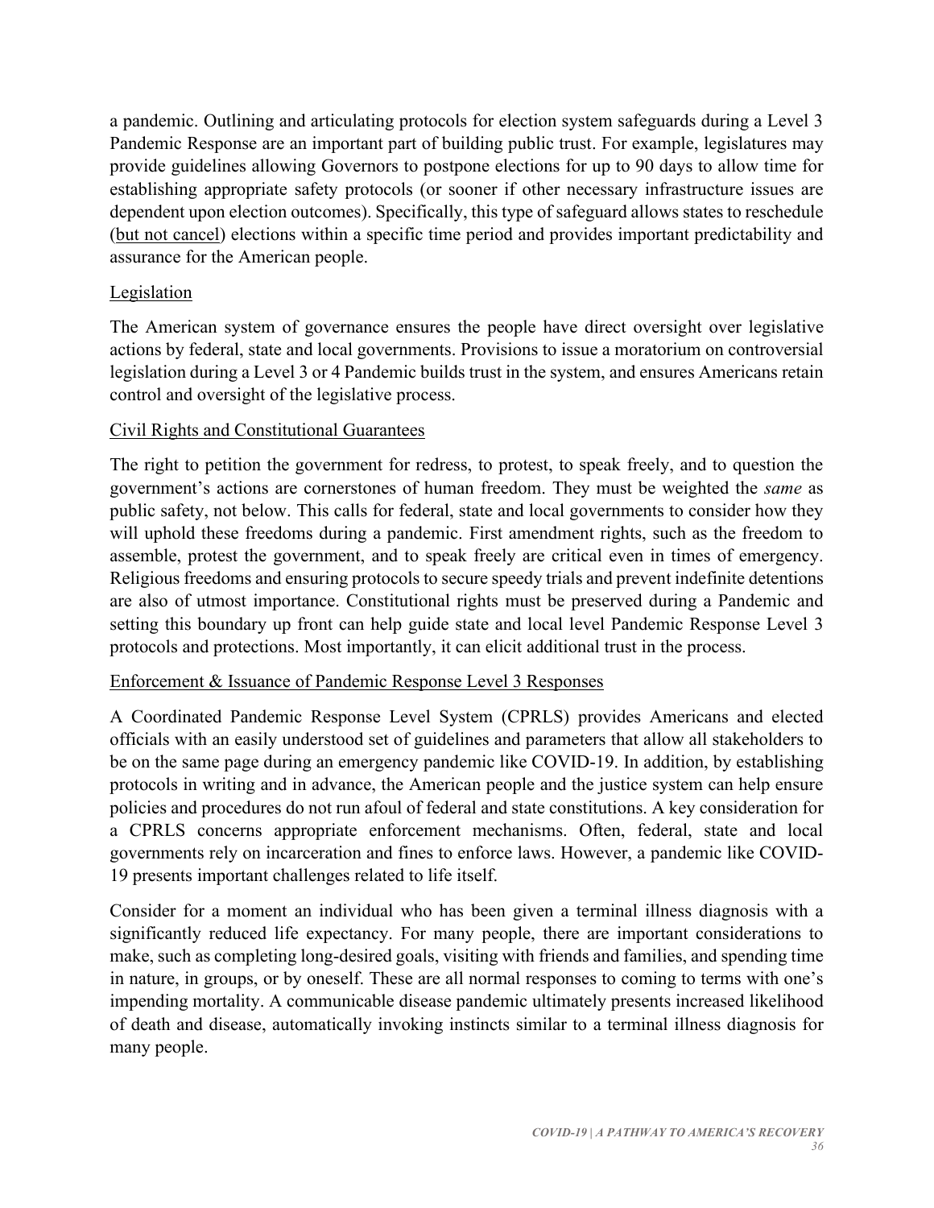a pandemic. Outlining and articulating protocols for election system safeguards during a Level 3 Pandemic Response are an important part of building public trust. For example, legislatures may provide guidelines allowing Governors to postpone elections for up to 90 days to allow time for establishing appropriate safety protocols (or sooner if other necessary infrastructure issues are dependent upon election outcomes). Specifically, this type of safeguard allows states to reschedule (<u>but not cancel</u>) elections within a specific time period and provides important predictability and assurance for the American people.

<u>Legislation</u>

The American system of governance ensures the people have direct oversight over legislative actions by federal, state and local governments. Provisions to issue a moratorium on controversial legislation during a Level 3 or 4 Pandemic builds trust in the system, and ensures Americans retain control and oversight of the legislative process.

<u>Civil Rights and Constitutional Guarantees</u>

The right to petition the government for redress, to protest, to speak freely, and to question the government's actions are cornerstones of human freedom. They must be weighted the *same* as public safety, not below. This calls for federal, state and local governments to consider how they will uphold these freedoms during a pandemic. First amendment rights, such as the freedom to assemble, protest the government, and to speak freely are critical even in times of emergency. Religious freedoms and ensuring protocols to secure speedy trials and prevent indefinite detentions are also of utmost importance. Constitutional rights must be preserved during a Pandemic and setting this boundary up front can help guide state and local level Pandemic Response Level 3 protocols and protections. Most importantly, it can elicit additional trust in the process.

<u>Enforcement & Issuance of Pandemic Response Level 3 Responses</u>

A Coordinated Pandemic Response Level System (CPRLS) provides Americans and elected officials with an easily understood set of guidelines and parameters that allow all stakeholders to be on the same page during an emergency pandemic like COVID-19. In addition, by establishing protocols in writing and in advance, the American people and the justice system can help ensure policies and procedures do not run afoul of federal and state constitutions. A key consideration for a CPRLS concerns appropriate enforcement mechanisms. Often, federal, state and local governments rely on incarceration and fines to enforce laws. However, a pandemic like COVID-19 presents important challenges related to life itself.

Consider for a moment an individual who has been given a terminal illness diagnosis with a significantly reduced life expectancy. For many people, there are important considerations to make, such as completing long-desired goals, visiting with friends and families, and spending time in nature, in groups, or by oneself. These are all normal responses to coming to terms with one's impending mortality. A communicable disease pandemic ultimately presents increased likelihood of death and disease, automatically invoking instincts similar to a terminal illness diagnosis for many people.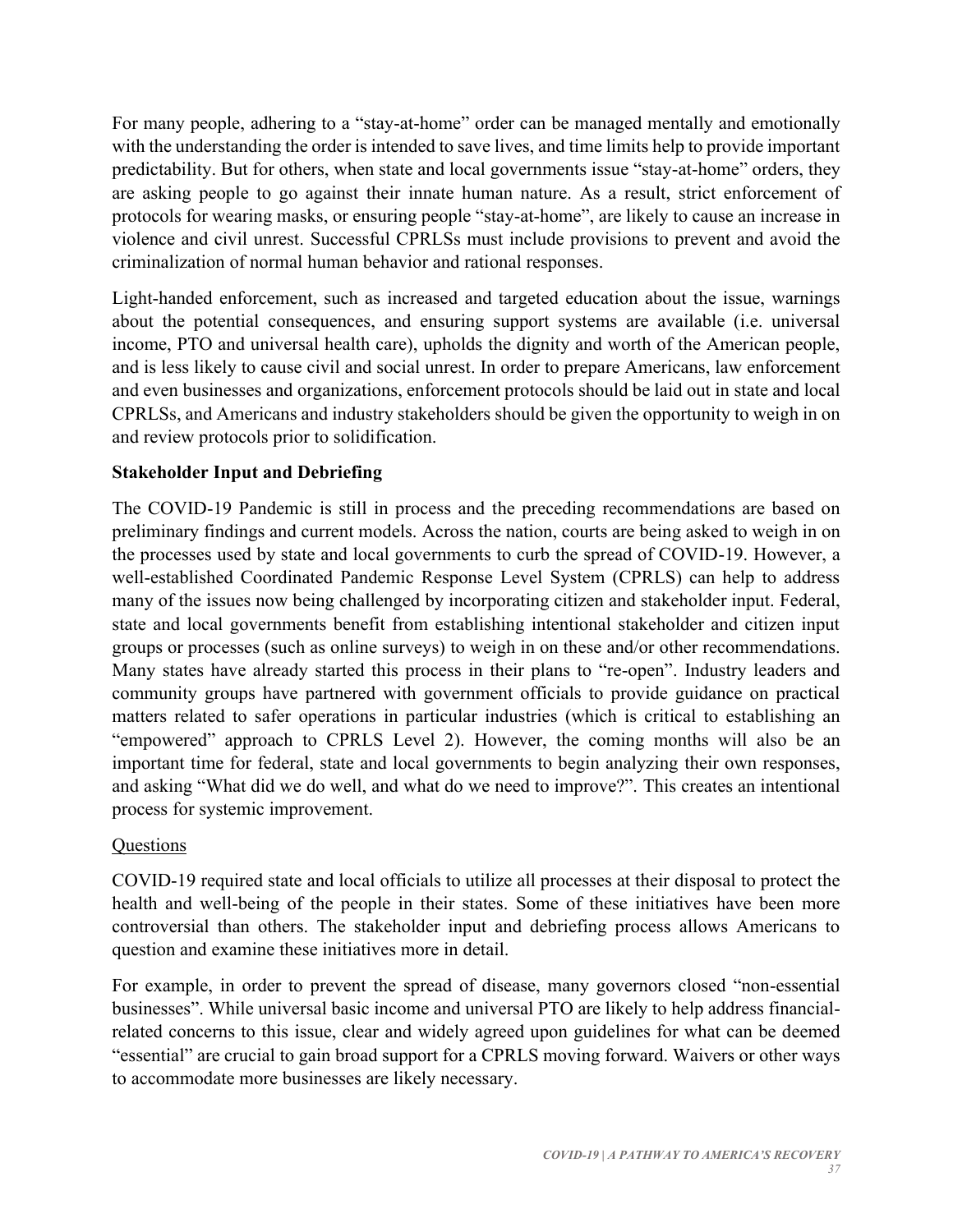For many people, adhering to a "stay-at-home" order can be managed mentally and emotionally with the understanding the order is intended to save lives, and time limits help to provide important predictability. But for others, when state and local governments issue "stay-at-home" orders, they are asking people to go against their innate human nature. As a result, strict enforcement of protocols for wearing masks, or ensuring people "stay-at-home", are likely to cause an increase in violence and civil unrest. Successful CPRLSs must include provisions to prevent and avoid the criminalization of normal human behavior and rational responses.

Light-handed enforcement, such as increased and targeted education about the issue, warnings about the potential consequences, and ensuring support systems are available (i.e. universal income, PTO and universal health care), upholds the dignity and worth of the American people, and is less likely to cause civil and social unrest. In order to prepare Americans, law enforcement and even businesses and organizations, enforcement protocols should be laid out in state and local CPRLSs, and Americans and industry stakeholders should be given the opportunity to weigh in on and review protocols prior to solidification.

**Stakeholder Input and Debriefing**

The COVID-19 Pandemic is still in process and the preceding recommendations are based on preliminary findings and current models. Across the nation, courts are being asked to weigh in on the processes used by state and local governments to curb the spread of COVID-19. However, a well-established Coordinated Pandemic Response Level System (CPRLS) can help to address many of the issues now being challenged by incorporating citizen and stakeholder input. Federal, state and local governments benefit from establishing intentional stakeholder and citizen input groups or processes (such as online surveys) to weigh in on these and/or other recommendations. Many states have already started this process in their plans to "re-open". Industry leaders and community groups have partnered with government officials to provide guidance on practical matters related to safer operations in particular industries (which is critical to establishing an "empowered" approach to CPRLS Level 2). However, the coming months will also be an important time for federal, state and local governments to begin analyzing their own responses, and asking "What did we do well, and what do we need to improve?". This creates an intentional process for systemic improvement.

<u>Questions</u>

COVID-19 required state and local officials to utilize all processes at their disposal to protect the health and well-being of the people in their states. Some of these initiatives have been more controversial than others. The stakeholder input and debriefing process allows Americans to question and examine these initiatives more in detail.

For example, in order to prevent the spread of disease, many governors closed "non-essential businesses". While universal basic income and universal PTO are likely to help address financial-related concerns to this issue, clear and widely agreed upon guidelines for what can be deemed "essential" are crucial to gain broad support for a CPRLS moving forward. Waivers or other ways to accommodate more businesses are likely necessary.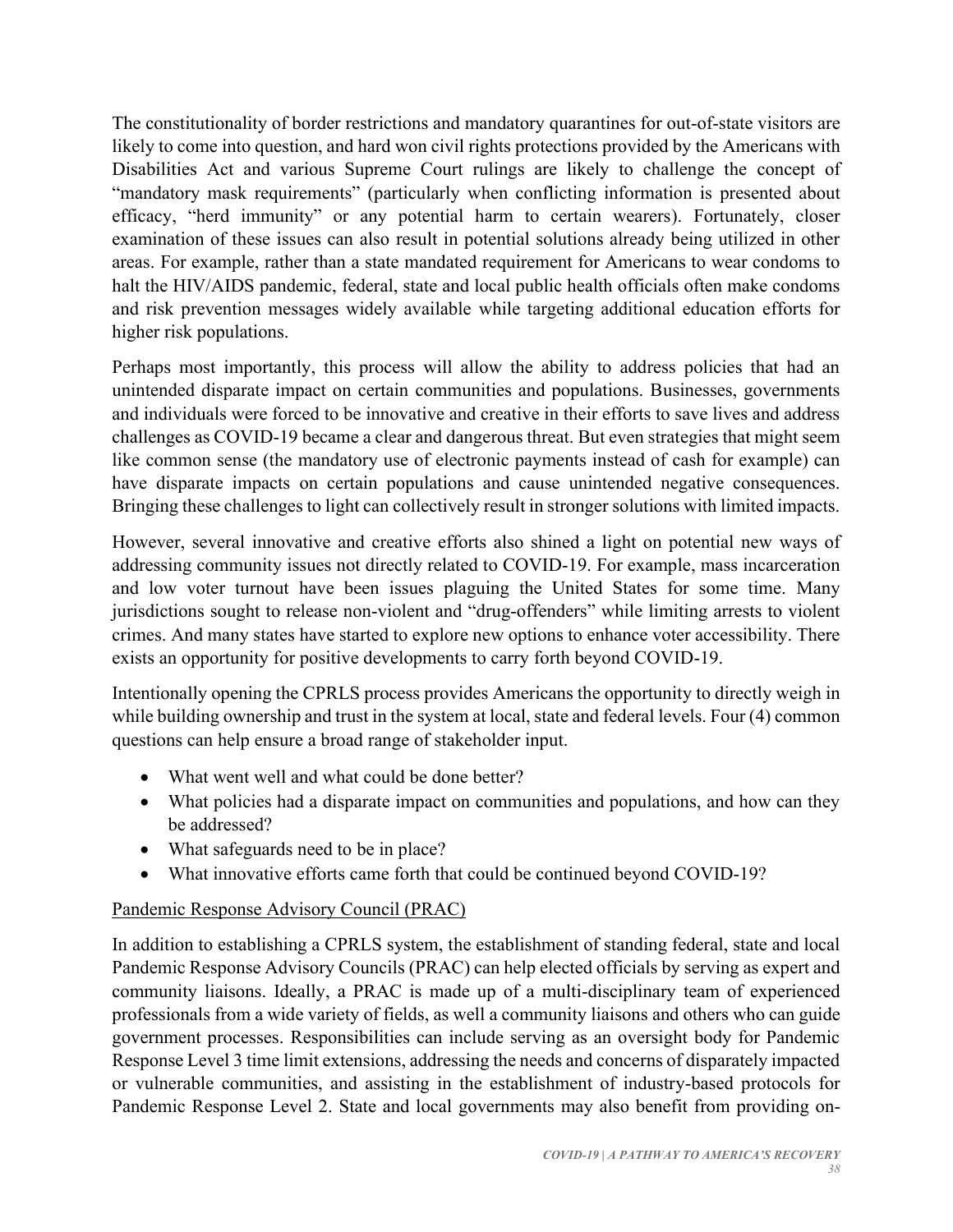The constitutionality of border restrictions and mandatory quarantines for out-of-state visitors are likely to come into question, and hard won civil rights protections provided by the Americans with Disabilities Act and various Supreme Court rulings are likely to challenge the concept of "mandatory mask requirements" (particularly when conflicting information is presented about efficacy, "herd immunity" or any potential harm to certain wearers). Fortunately, closer examination of these issues can also result in potential solutions already being utilized in other areas. For example, rather than a state mandated requirement for Americans to wear condoms to halt the HIV/AIDS pandemic, federal, state and local public health officials often make condoms and risk prevention messages widely available while targeting additional education efforts for higher risk populations.

Perhaps most importantly, this process will allow the ability to address policies that had an unintended disparate impact on certain communities and populations. Businesses, governments and individuals were forced to be innovative and creative in their efforts to save lives and address challenges as COVID-19 became a clear and dangerous threat. But even strategies that might seem like common sense (the mandatory use of electronic payments instead of cash for example) can have disparate impacts on certain populations and cause unintended negative consequences. Bringing these challenges to light can collectively result in stronger solutions with limited impacts.

However, several innovative and creative efforts also shined a light on potential new ways of addressing community issues not directly related to COVID-19. For example, mass incarceration and low voter turnout have been issues plaguing the United States for some time. Many jurisdictions sought to release non-violent and "drug-offenders" while limiting arrests to violent crimes. And many states have started to explore new options to enhance voter accessibility. There exists an opportunity for positive developments to carry forth beyond COVID-19.

Intentionally opening the CPRLS process provides Americans the opportunity to directly weigh in while building ownership and trust in the system at local, state and federal levels. Four (4) common questions can help ensure a broad range of stakeholder input.

- What went well and what could be done better?
- What policies had a disparate impact on communities and populations, and how can they be addressed?
- What safeguards need to be in place?
- What innovative efforts came forth that could be continued beyond COVID-19?

Pandemic Response Advisory Council (PRAC)

In addition to establishing a CPRLS system, the establishment of standing federal, state and local Pandemic Response Advisory Councils (PRAC) can help elected officials by serving as expert and community liaisons. Ideally, a PRAC is made up of a multi-disciplinary team of experienced professionals from a wide variety of fields, as well a community liaisons and others who can guide government processes. Responsibilities can include serving as an oversight body for Pandemic Response Level 3 time limit extensions, addressing the needs and concerns of disparately impacted or vulnerable communities, and assisting in the establishment of industry-based protocols for Pandemic Response Level 2. State and local governments may also benefit from providing on-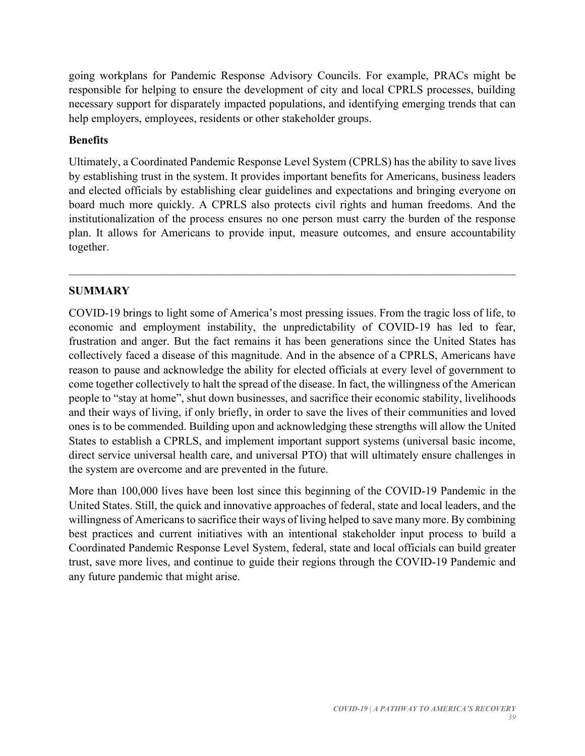going workplans for Pandemic Response Advisory Councils. For example, PRACs might be responsible for helping to ensure the development of city and local CPRLS processes, building necessary support for disparately impacted populations, and identifying emerging trends that can help employers, employees, residents or other stakeholder groups.

**Benefits**

Ultimately, a Coordinated Pandemic Response Level System (CPRLS) has the ability to save lives by establishing trust in the system. It provides important benefits for Americans, business leaders and elected officials by establishing clear guidelines and expectations and bringing everyone on board much more quickly. A CPRLS also protects civil rights and human freedoms. And the institutionalization of the process ensures no one person must carry the burden of the response plan. It allows for Americans to provide input, measure outcomes, and ensure accountability together.

---

## SUMMARY

COVID-19 brings to light some of America's most pressing issues. From the tragic loss of life, to economic and employment instability, the unpredictability of COVID-19 has led to fear, frustration and anger. But the fact remains it has been generations since the United States has collectively faced a disease of this magnitude. And in the absence of a CPRLS, Americans have reason to pause and acknowledge the ability for elected officials at every level of government to come together collectively to halt the spread of the disease. In fact, the willingness of the American people to "stay at home", shut down businesses, and sacrifice their economic stability, livelihoods and their ways of living, if only briefly, in order to save the lives of their communities and loved ones is to be commended. Building upon and acknowledging these strengths will allow the United States to establish a CPRLS, and implement important support systems (universal basic income, direct service universal health care, and universal PTO) that will ultimately ensure challenges in the system are overcome and are prevented in the future.

More than 100,000 lives have been lost since this beginning of the COVID-19 Pandemic in the United States. Still, the quick and innovative approaches of federal, state and local leaders, and the willingness of Americans to sacrifice their ways of living helped to save many more. By combining best practices and current initiatives with an intentional stakeholder input process to build a Coordinated Pandemic Response Level System, federal, state and local officials can build greater trust, save more lives, and continue to guide their regions through the COVID-19 Pandemic and any future pandemic that might arise.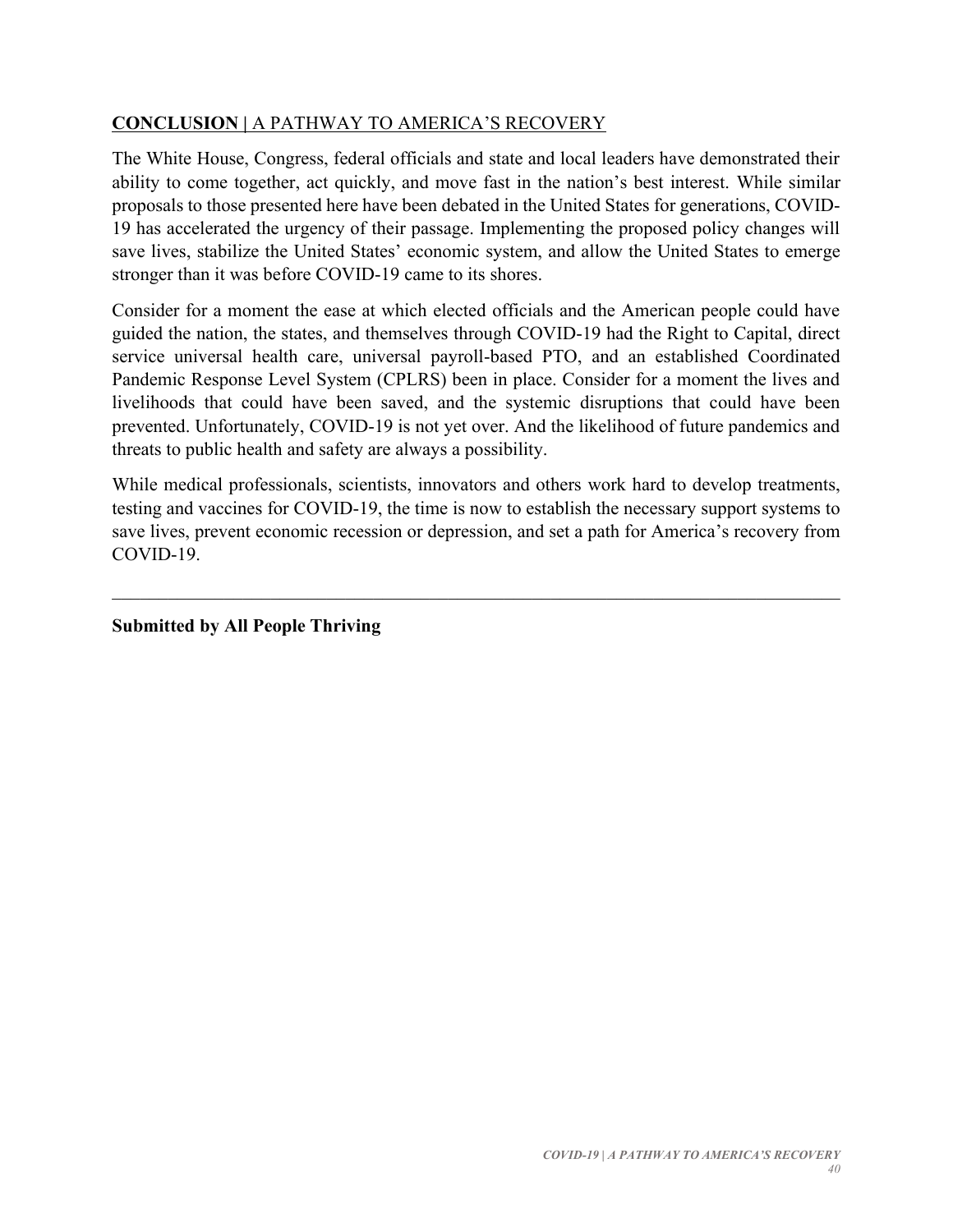## **CONCLUSION |** A PATHWAY TO AMERICA'S RECOVERY

The White House, Congress, federal officials and state and local leaders have demonstrated their ability to come together, act quickly, and move fast in the nation's best interest. While similar proposals to those presented here have been debated in the United States for generations, COVID-19 has accelerated the urgency of their passage. Implementing the proposed policy changes will save lives, stabilize the United States' economic system, and allow the United States to emerge stronger than it was before COVID-19 came to its shores.

Consider for a moment the ease at which elected officials and the American people could have guided the nation, the states, and themselves through COVID-19 had the Right to Capital, direct service universal health care, universal payroll-based PTO, and an established Coordinated Pandemic Response Level System (CPLRS) been in place. Consider for a moment the lives and livelihoods that could have been saved, and the systemic disruptions that could have been prevented. Unfortunately, COVID-19 is not yet over. And the likelihood of future pandemics and threats to public health and safety are always a possibility.

While medical professionals, scientists, innovators and others work hard to develop treatments, testing and vaccines for COVID-19, the time is now to establish the necessary support systems to save lives, prevent economic recession or depression, and set a path for America's recovery from COVID-19.

---

**Submitted by All People Thriving**